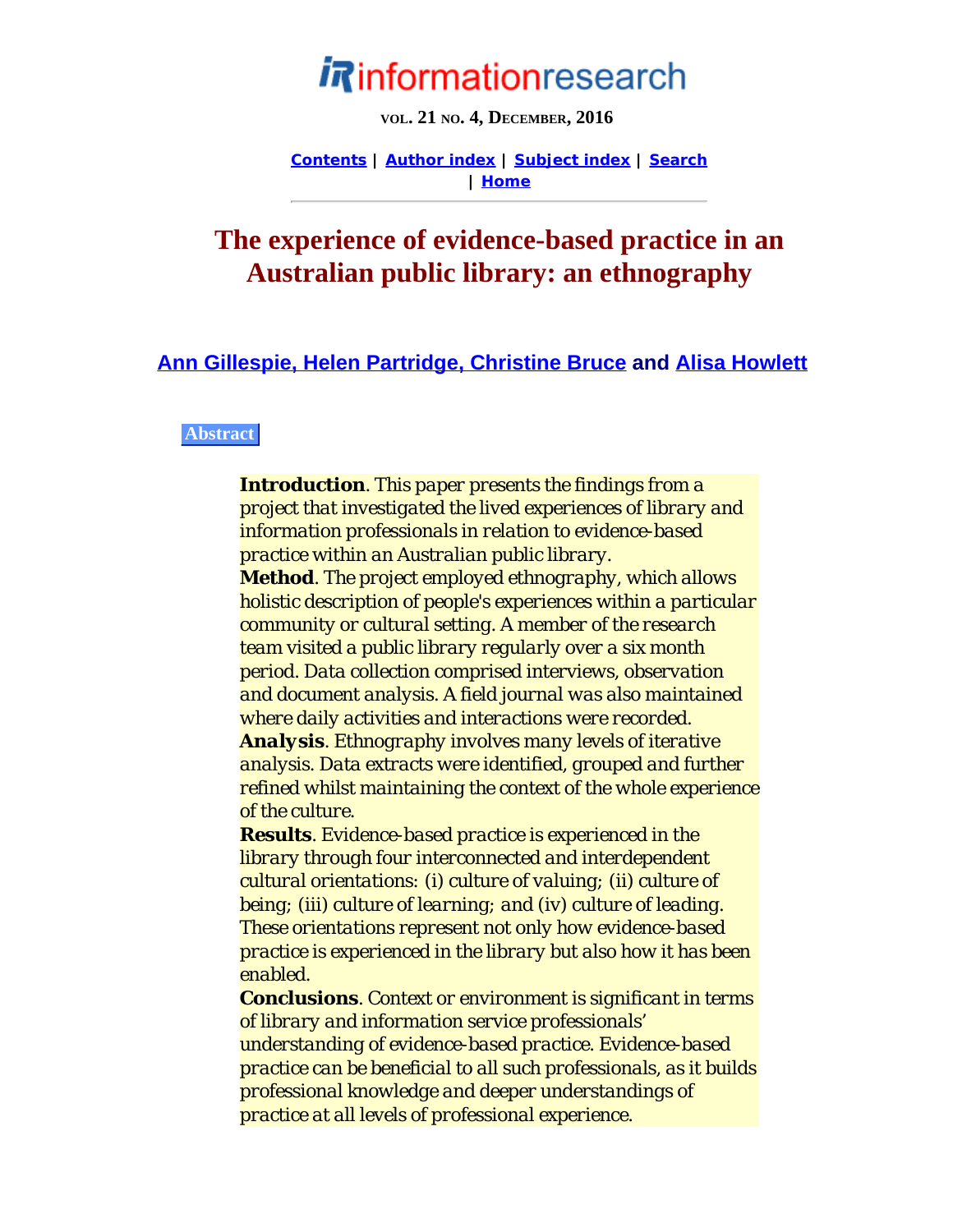# informationresearch

VOL. 21 NO. 4, DECEMBER, 2016

Contents | Author index | Subject index | Search | Home

# The experience of evidence-based practice in an Australian public library: an ethnography

**Ann Gillespie, Helen Partridge, Christine Bruce and Alisa Howlett**

## Abstract

**Introduction**. This paper presents the findings from a project that investigated the lived experiences of library and information professionals in relation to evidence-based practice within an Australian public library.
**Method**. The project employed ethnography, which allows holistic description of people's experiences within a particular community or cultural setting. A member of the research team visited a public library regularly over a six month period. Data collection comprised interviews, observation and document analysis. A field journal was also maintained where daily activities and interactions were recorded.
**Analysis**. Ethnography involves many levels of iterative analysis. Data extracts were identified, grouped and further refined whilst maintaining the context of the whole experience of the culture.
**Results**. Evidence-based practice is experienced in the library through four interconnected and interdependent cultural orientations: (i) culture of valuing; (ii) culture of being; (iii) culture of learning; and (iv) culture of leading. These orientations represent not only how evidence-based practice is experienced in the library but also how it has been enabled.
**Conclusions**. Context or environment is significant in terms of library and information service professionals' understanding of evidence-based practice. Evidence-based practice can be beneficial to all such professionals, as it builds professional knowledge and deeper understandings of practice at all levels of professional experience.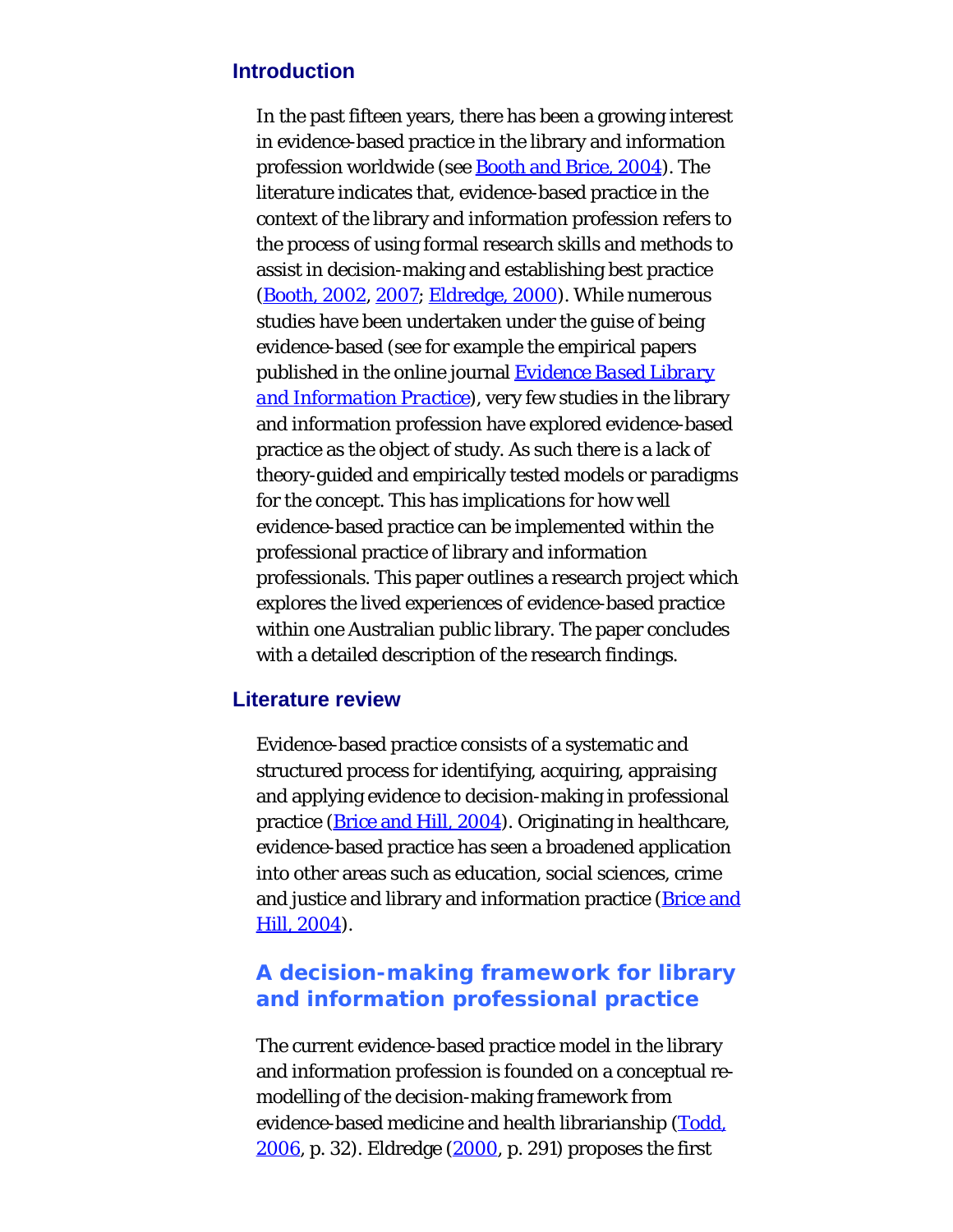## Introduction

In the past fifteen years, there has been a growing interest in evidence-based practice in the library and information profession worldwide (see Booth and Brice, 2004). The literature indicates that, evidence-based practice in the context of the library and information profession refers to the process of using formal research skills and methods to assist in decision-making and establishing best practice (Booth, 2002, 2007; Eldredge, 2000). While numerous studies have been undertaken under the guise of being evidence-based (see for example the empirical papers published in the online journal *Evidence Based Library and Information Practice*), very few studies in the library and information profession have explored evidence-based practice as the object of study. As such there is a lack of theory-guided and empirically tested models or paradigms for the concept. This has implications for how well evidence-based practice can be implemented within the professional practice of library and information professionals. This paper outlines a research project which explores the lived experiences of evidence-based practice within one Australian public library. The paper concludes with a detailed description of the research findings.

## Literature review

Evidence-based practice consists of a systematic and structured process for identifying, acquiring, appraising and applying evidence to decision-making in professional practice (Brice and Hill, 2004). Originating in healthcare, evidence-based practice has seen a broadened application into other areas such as education, social sciences, crime and justice and library and information practice (Brice and Hill, 2004).

### A decision-making framework for library and information professional practice

The current evidence-based practice model in the library and information profession is founded on a conceptual re-modelling of the decision-making framework from evidence-based medicine and health librarianship (Todd, 2006, p. 32). Eldredge (2000, p. 291) proposes the first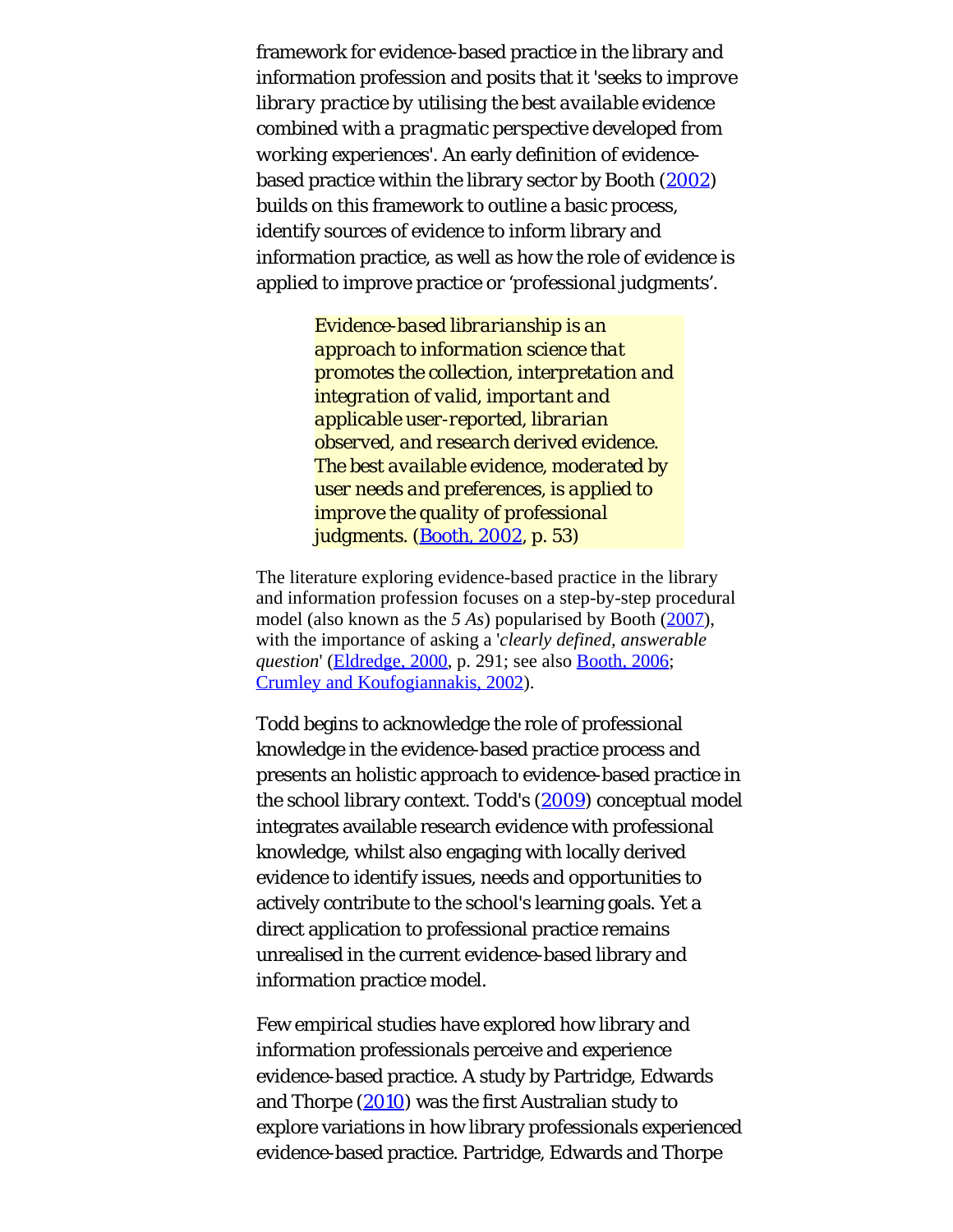framework for evidence-based practice in the library and information profession and posits that it 'seeks to improve library practice by utilising the best available evidence combined with a pragmatic perspective developed from working experiences'. An early definition of evidence-based practice within the library sector by Booth (2002) builds on this framework to outline a basic process, identify sources of evidence to inform library and information practice, as well as how the role of evidence is applied to improve practice or 'professional judgments'.

> *Evidence-based librarianship is an approach to information science that promotes the collection, interpretation and integration of valid, important and applicable user-reported, librarian observed, and research derived evidence. The best available evidence, moderated by user needs and preferences, is applied to improve the quality of professional judgments.* (Booth, 2002, p. 53)

The literature exploring evidence-based practice in the library and information profession focuses on a step-by-step procedural model (also known as the *5 As*) popularised by Booth (2007), with the importance of asking a '*clearly defined, answerable question*' (Eldredge, 2000, p. 291; see also Booth, 2006; Crumley and Koufogiannakis, 2002).

Todd begins to acknowledge the role of professional knowledge in the evidence-based practice process and presents an holistic approach to evidence-based practice in the school library context. Todd's (2009) conceptual model integrates available research evidence with professional knowledge, whilst also engaging with locally derived evidence to identify issues, needs and opportunities to actively contribute to the school's learning goals. Yet a direct application to professional practice remains unrealised in the current evidence-based library and information practice model.

Few empirical studies have explored how library and information professionals perceive and experience evidence-based practice. A study by Partridge, Edwards and Thorpe (2010) was the first Australian study to explore variations in how library professionals experienced evidence-based practice. Partridge, Edwards and Thorpe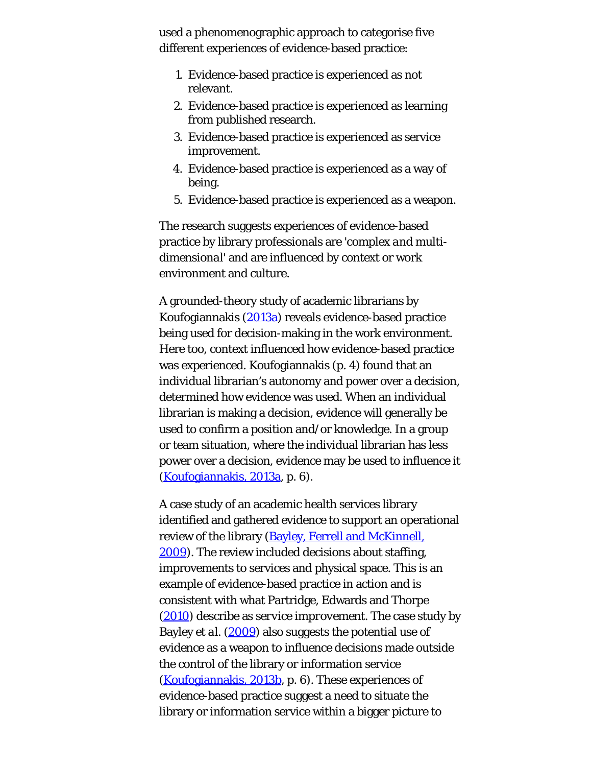used a phenomenographic approach to categorise five different experiences of evidence-based practice:

1. Evidence-based practice is experienced as not relevant.
2. Evidence-based practice is experienced as learning from published research.
3. Evidence-based practice is experienced as service improvement.
4. Evidence-based practice is experienced as a way of being.
5. Evidence-based practice is experienced as a weapon.

The research suggests experiences of evidence-based practice by library professionals are 'complex *and* multi-dimensional' and are influenced by context or work environment and culture.

A grounded-theory study of academic librarians by Koufogiannakis (2013a) reveals evidence-based practice being used for decision-making in the work environment. Here too, context influenced how evidence-based practice was experienced. Koufogiannakis (p. 4) found that an individual librarian's autonomy and power over a decision, determined how evidence was used. When an individual librarian is making a decision, evidence will generally be used to confirm a position and/or knowledge. In a group or team situation, where the individual librarian has less power over a decision, evidence may be used to influence it (Koufogiannakis, 2013a, p. 6).

A case study of an academic health services library identified and gathered evidence to support an operational review of the library (Bayley, Ferrell and McKinnell, 2009). The review included decisions about staffing, improvements to services and physical space. This is an example of evidence-based practice in action and is consistent with what Partridge, Edwards and Thorpe (2010) describe as *service improvement*. The case study by Bayley *et al.* (2009) also suggests the potential use of evidence as a weapon to influence decisions made outside the control of the library or information service (Koufogiannakis, 2013b, p. 6). These experiences of evidence-based practice suggest a need to situate the library or information service within a bigger picture to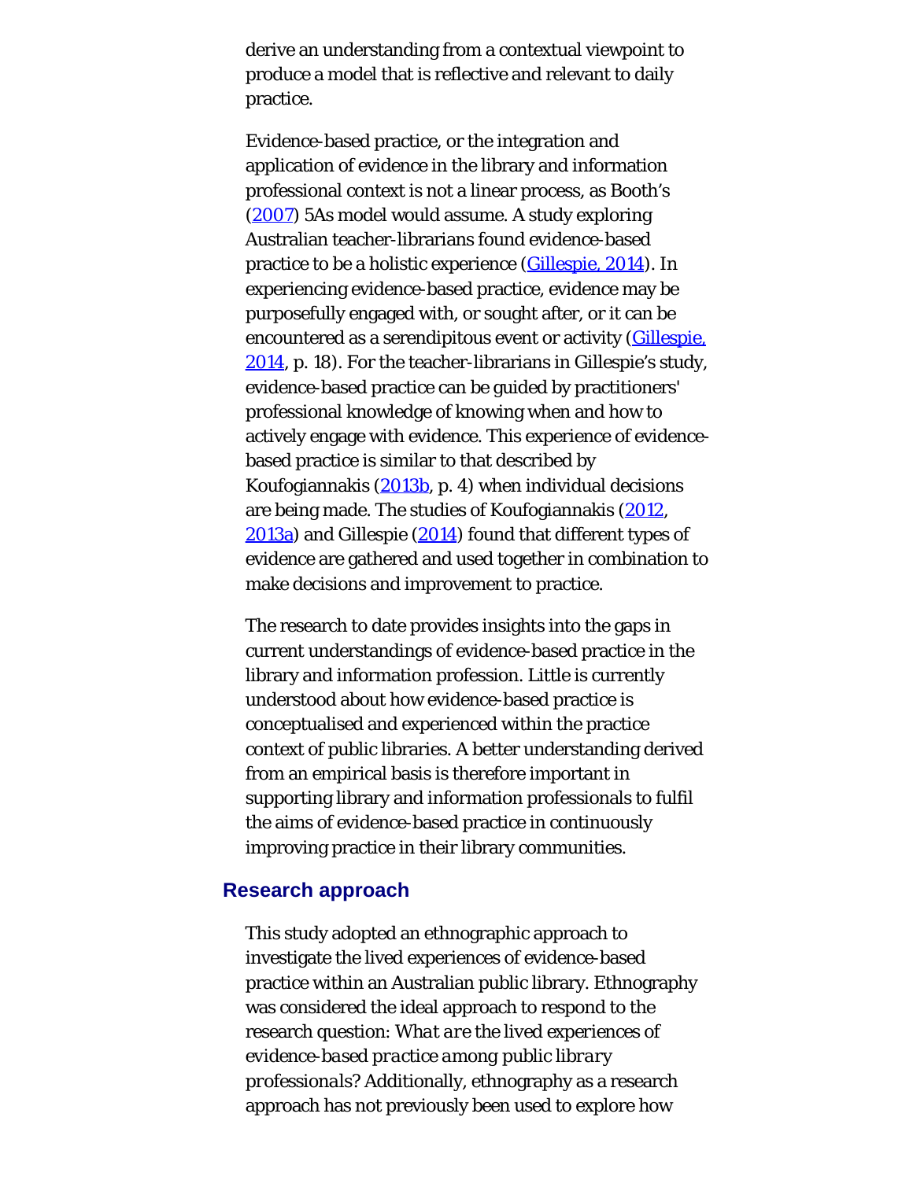derive an understanding from a contextual viewpoint to produce a model that is reflective and relevant to daily practice.

Evidence-based practice, or the integration and application of evidence in the library and information professional context is not a linear process, as Booth's (2007) 5As model would assume. A study exploring Australian teacher-librarians found evidence-based practice to be a holistic experience (Gillespie, 2014). In experiencing evidence-based practice, evidence may be purposefully engaged with, or sought after, or it can be encountered as a serendipitous event or activity (Gillespie, 2014, p. 18). For the teacher-librarians in Gillespie's study, evidence-based practice can be guided by practitioners' professional knowledge of knowing when and how to actively engage with evidence. This experience of evidence-based practice is similar to that described by Koufogiannakis (2013b, p. 4) when individual decisions are being made. The studies of Koufogiannakis (2012, 2013a) and Gillespie (2014) found that different types of evidence are gathered and used together in combination to make decisions and improvement to practice.

The research to date provides insights into the gaps in current understandings of evidence-based practice in the library and information profession. Little is currently understood about how evidence-based practice is conceptualised and experienced within the practice context of public libraries. A better understanding derived from an empirical basis is therefore important in supporting library and information professionals to fulfil the aims of evidence-based practice in continuously improving practice in their library communities.

## Research approach

This study adopted an ethnographic approach to investigate the lived experiences of evidence-based practice within an Australian public library. Ethnography was considered the ideal approach to respond to the research question: *What are the lived experiences of evidence-based practice among public library professionals?* Additionally, ethnography as a research approach has not previously been used to explore how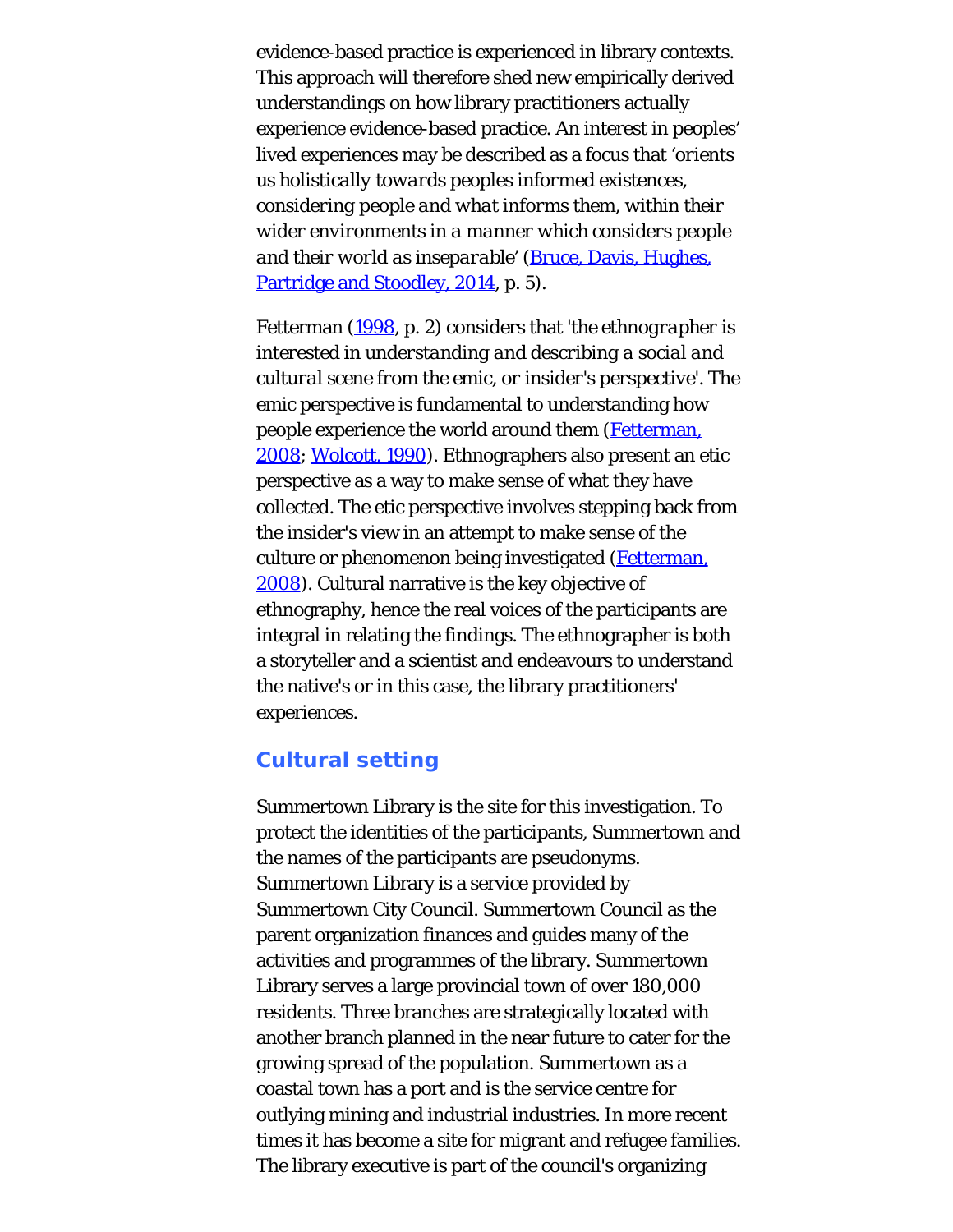evidence-based practice is experienced in library contexts. This approach will therefore shed new empirically derived understandings on how library practitioners actually experience evidence-based practice. An interest in peoples' lived experiences may be described as a focus that '*orients us holistically towards peoples informed existences, considering people and what informs them, within their wider environments in a manner which considers people and their world as inseparable*' (Bruce, Davis, Hughes, Partridge and Stoodley, 2014, p. 5).

Fetterman (1998, p. 2) considers that '*the ethnographer is interested in understanding and describing a social and cultural scene from the emic, or insider's perspective*'. The emic perspective is fundamental to understanding how people experience the world around them (Fetterman, 2008; Wolcott, 1990). Ethnographers also present an etic perspective as a way to make sense of what they have collected. The etic perspective involves stepping back from the insider's view in an attempt to make sense of the culture or phenomenon being investigated (Fetterman, 2008). Cultural narrative is the key objective of ethnography, hence the real voices of the participants are integral in relating the findings. The ethnographer is both a storyteller and a scientist and endeavours to understand the native's or in this case, the library practitioners' experiences.

## Cultural setting

Summertown Library is the site for this investigation. To protect the identities of the participants, Summertown and the names of the participants are pseudonyms. Summertown Library is a service provided by Summertown City Council. Summertown Council as the parent organization finances and guides many of the activities and programmes of the library. Summertown Library serves a large provincial town of over 180,000 residents. Three branches are strategically located with another branch planned in the near future to cater for the growing spread of the population. Summertown as a coastal town has a port and is the service centre for outlying mining and industrial industries. In more recent times it has become a site for migrant and refugee families. The library executive is part of the council's organizing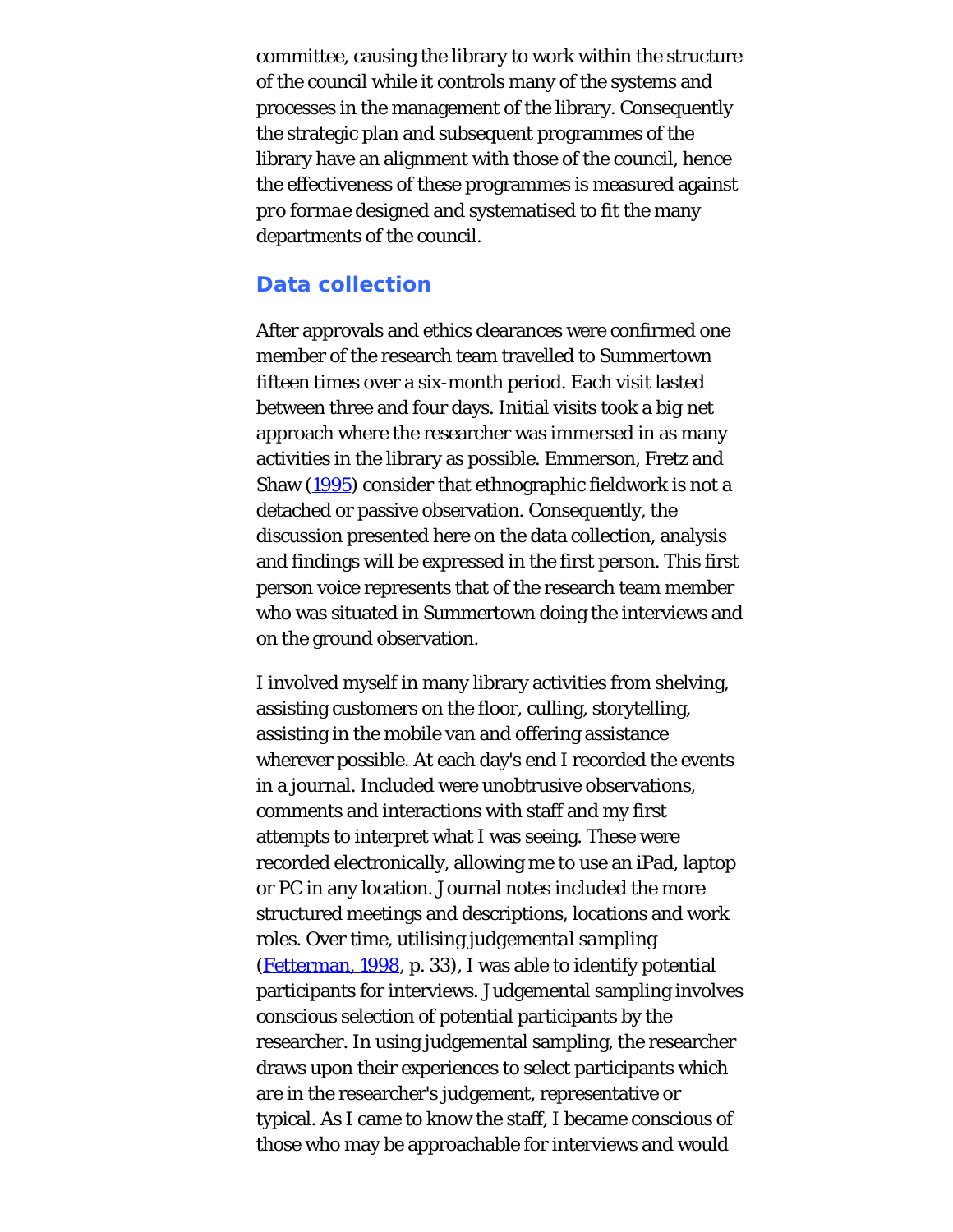committee, causing the library to work within the structure of the council while it controls many of the systems and processes in the management of the library. Consequently the strategic plan and subsequent programmes of the library have an alignment with those of the council, hence the effectiveness of these programmes is measured against *pro formae* designed and systematised to fit the many departments of the council.

## Data collection

After approvals and ethics clearances were confirmed one member of the research team travelled to Summertown fifteen times over a six-month period. Each visit lasted between three and four days. Initial visits took a big net approach where the researcher was immersed in as many activities in the library as possible. Emmerson, Fretz and Shaw (1995) consider that ethnographic fieldwork is not a detached or passive observation. Consequently, the discussion presented here on the data collection, analysis and findings will be expressed in the first person. This first person voice represents that of the research team member who was situated in Summertown doing the interviews and on the ground observation.

I involved myself in many library activities from shelving, assisting customers on the floor, culling, storytelling, assisting in the mobile van and offering assistance wherever possible. At each day's end I recorded the events in a journal. Included were unobtrusive observations, comments and interactions with staff and my first attempts to interpret what I was seeing. These were recorded electronically, allowing me to use an iPad, laptop or PC in any location. Journal notes included the more structured meetings and descriptions, locations and work roles. Over time, utilising *judgemental sampling* (Fetterman, 1998, p. 33), I was able to identify potential participants for interviews. Judgemental sampling involves conscious selection of potential participants by the researcher. In using judgemental sampling, the researcher draws upon their experiences to select participants which are in the researcher's judgement, representative or typical. As I came to know the staff, I became conscious of those who may be approachable for interviews and would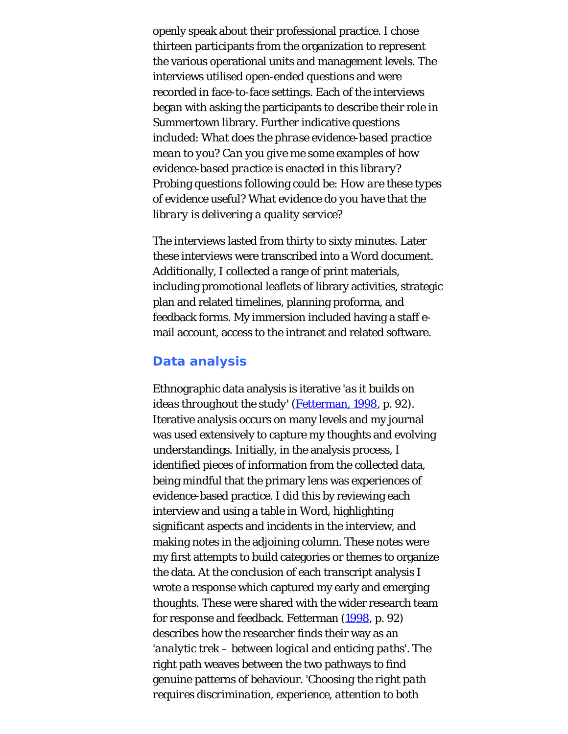openly speak about their professional practice. I chose thirteen participants from the organization to represent the various operational units and management levels. The interviews utilised open-ended questions and were recorded in face-to-face settings. Each of the interviews began with asking the participants to describe their role in Summertown library. Further indicative questions included: *What does the phrase evidence-based practice mean to you? Can you give me some examples of how evidence-based practice is enacted in this library?* Probing questions following could be: *How are these types of evidence useful? What evidence do you have that the library is delivering a quality service?*

The interviews lasted from thirty to sixty minutes. Later these interviews were transcribed into a Word document. Additionally, I collected a range of print materials, including promotional leaflets of library activities, strategic plan and related timelines, planning proforma, and feedback forms. My immersion included having a staff e-mail account, access to the intranet and related software.

## Data analysis

Ethnographic data analysis is iterative '*as it builds on ideas throughout the study*' ([Fetterman, 1998](), p. 92). Iterative analysis occurs on many levels and my journal was used extensively to capture my thoughts and evolving understandings. Initially, in the analysis process, I identified pieces of information from the collected data, being mindful that the primary lens was experiences of evidence-based practice. I did this by reviewing each interview and using a table in Word, highlighting significant aspects and incidents in the interview, and making notes in the adjoining column. These notes were my first attempts to build categories or themes to organize the data. At the conclusion of each transcript analysis I wrote a response which captured my early and emerging thoughts. These were shared with the wider research team for response and feedback. Fetterman ([1998](), p. 92) describes how the researcher finds their way as an '*analytic trek – between logical and enticing paths*'. The right path weaves between the two pathways to find genuine patterns of behaviour. '*Choosing the right path requires discrimination, experience, attention to both*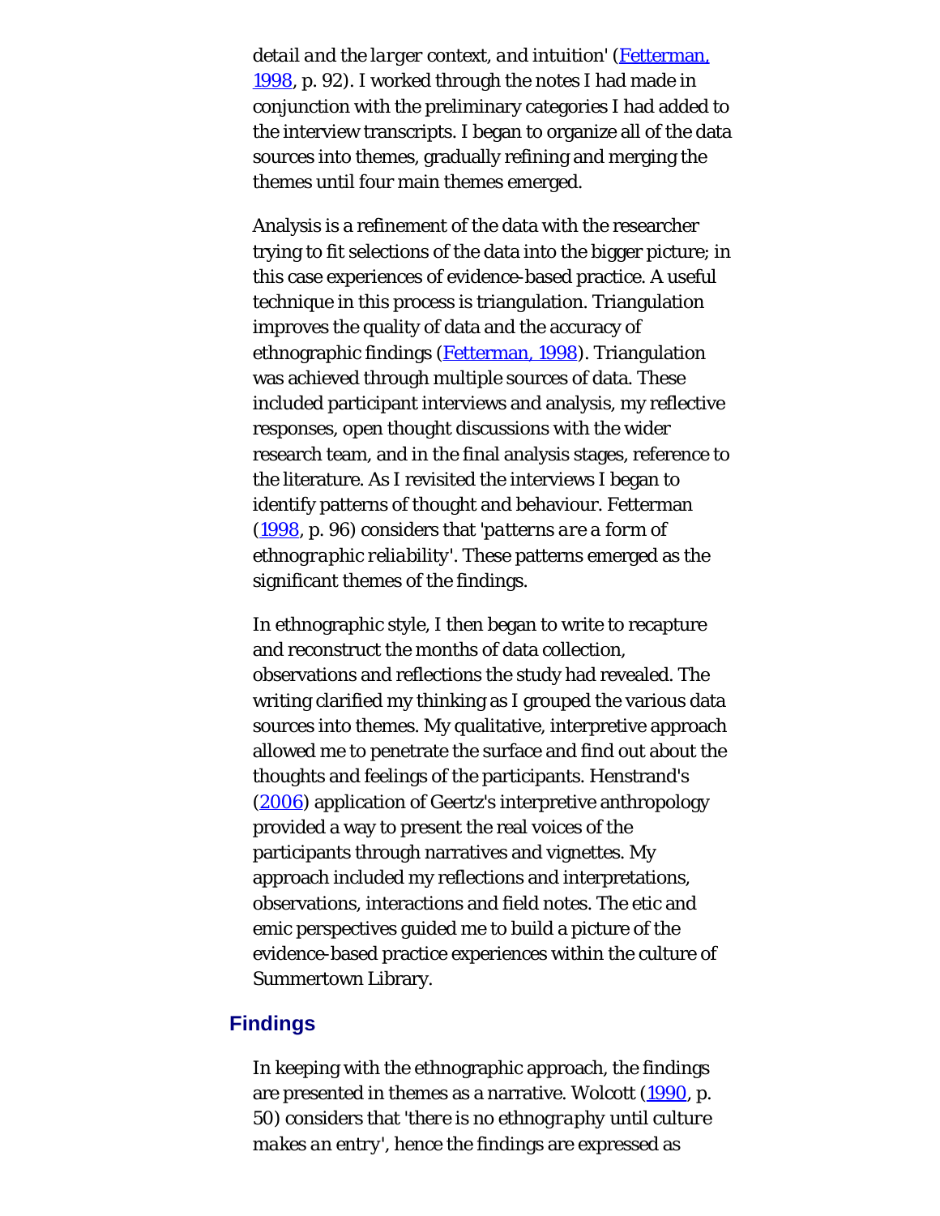*detail and the larger context, and intuition*' (Fetterman, 1998, p. 92). I worked through the notes I had made in conjunction with the preliminary categories I had added to the interview transcripts. I began to organize all of the data sources into themes, gradually refining and merging the themes until four main themes emerged.

Analysis is a refinement of the data with the researcher trying to fit selections of the data into the bigger picture; in this case experiences of evidence-based practice. A useful technique in this process is triangulation. Triangulation improves the quality of data and the accuracy of ethnographic findings (Fetterman, 1998). Triangulation was achieved through multiple sources of data. These included participant interviews and analysis, my reflective responses, open thought discussions with the wider research team, and in the final analysis stages, reference to the literature. As I revisited the interviews I began to identify patterns of thought and behaviour. Fetterman (1998, p. 96) considers that '*patterns are a form of ethnographic reliability*'. These patterns emerged as the significant themes of the findings.

In ethnographic style, I then began to write to recapture and reconstruct the months of data collection, observations and reflections the study had revealed. The writing clarified my thinking as I grouped the various data sources into themes. My qualitative, interpretive approach allowed me to penetrate the surface and find out about the thoughts and feelings of the participants. Henstrand's (2006) application of Geertz's interpretive anthropology provided a way to present the real voices of the participants through narratives and vignettes. My approach included my reflections and interpretations, observations, interactions and field notes. The etic and emic perspectives guided me to build a picture of the evidence-based practice experiences within the culture of Summertown Library.

## Findings

In keeping with the ethnographic approach, the findings are presented in themes as a narrative. Wolcott (1990, p. 50) considers that '*there is no ethnography until culture makes an entry*', hence the findings are expressed as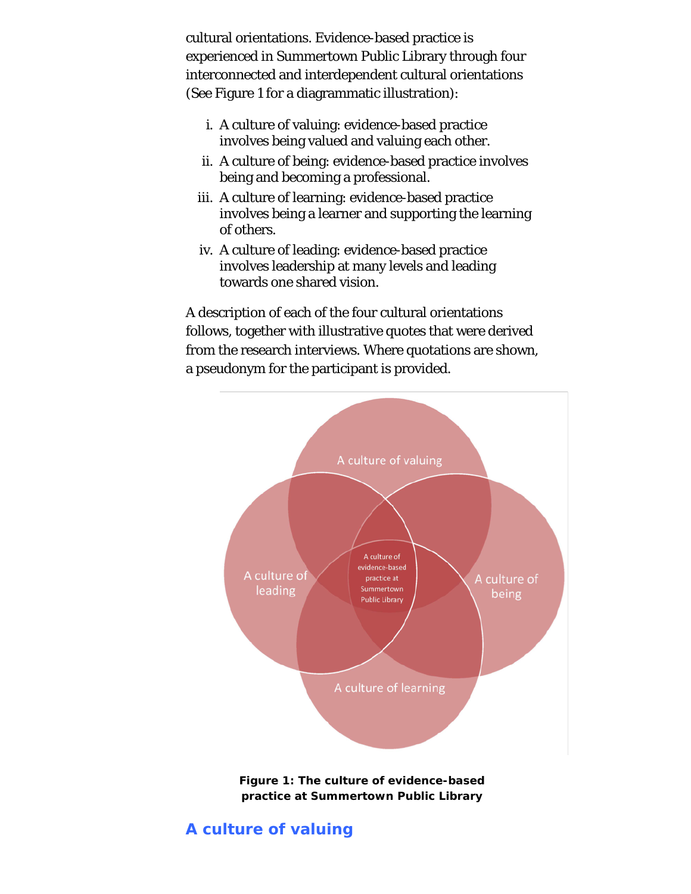cultural orientations. Evidence-based practice is experienced in Summertown Public Library through four interconnected and interdependent cultural orientations (See Figure 1 for a diagrammatic illustration):

i. A culture of valuing: evidence-based practice involves being valued and valuing each other.
ii. A culture of being: evidence-based practice involves being and becoming a professional.
iii. A culture of learning: evidence-based practice involves being a learner and supporting the learning of others.
iv. A culture of leading: evidence-based practice involves leadership at many levels and leading towards one shared vision.

A description of each of the four cultural orientations follows, together with illustrative quotes that were derived from the research interviews. Where quotations are shown, a pseudonym for the participant is provided.

A culture of valuing

A culture of leading

A culture of being

A culture of learning

A culture of evidence-based practice at Summertown Public Library

**Figure 1: The culture of evidence-based practice at Summertown Public Library**

## A culture of valuing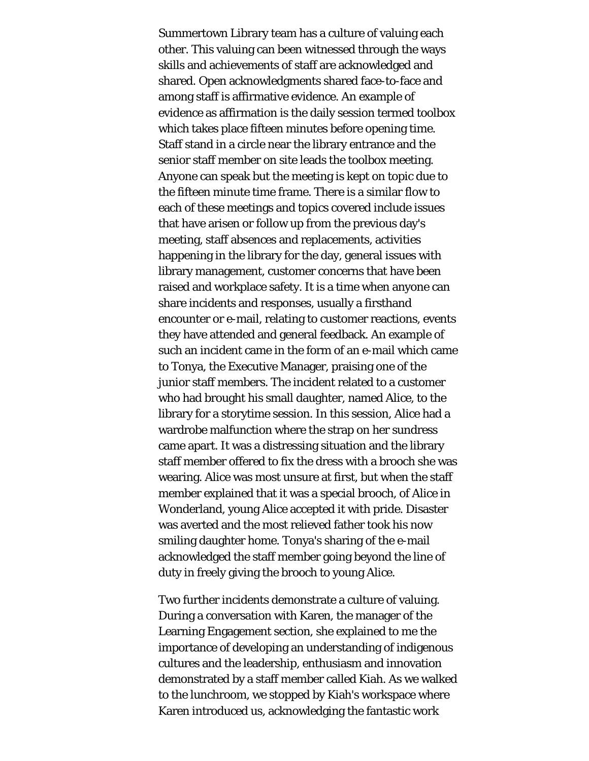Summertown Library team has a culture of valuing each other. This valuing can been witnessed through the ways skills and achievements of staff are acknowledged and shared. Open acknowledgments shared face-to-face and among staff is affirmative evidence. An example of evidence as affirmation is the daily session termed toolbox which takes place fifteen minutes before opening time. Staff stand in a circle near the library entrance and the senior staff member on site leads the toolbox meeting. Anyone can speak but the meeting is kept on topic due to the fifteen minute time frame. There is a similar flow to each of these meetings and topics covered include issues that have arisen or follow up from the previous day's meeting, staff absences and replacements, activities happening in the library for the day, general issues with library management, customer concerns that have been raised and workplace safety. It is a time when anyone can share incidents and responses, usually a firsthand encounter or e-mail, relating to customer reactions, events they have attended and general feedback. An example of such an incident came in the form of an e-mail which came to Tonya, the Executive Manager, praising one of the junior staff members. The incident related to a customer who had brought his small daughter, named Alice, to the library for a storytime session. In this session, Alice had a wardrobe malfunction where the strap on her sundress came apart. It was a distressing situation and the library staff member offered to fix the dress with a brooch she was wearing. Alice was most unsure at first, but when the staff member explained that it was a special brooch, of Alice in Wonderland, young Alice accepted it with pride. Disaster was averted and the most relieved father took his now smiling daughter home. Tonya's sharing of the e-mail acknowledged the staff member going beyond the line of duty in freely giving the brooch to young Alice.

Two further incidents demonstrate a culture of valuing. During a conversation with Karen, the manager of the Learning Engagement section, she explained to me the importance of developing an understanding of indigenous cultures and the leadership, enthusiasm and innovation demonstrated by a staff member called Kiah. As we walked to the lunchroom, we stopped by Kiah's workspace where Karen introduced us, acknowledging the fantastic work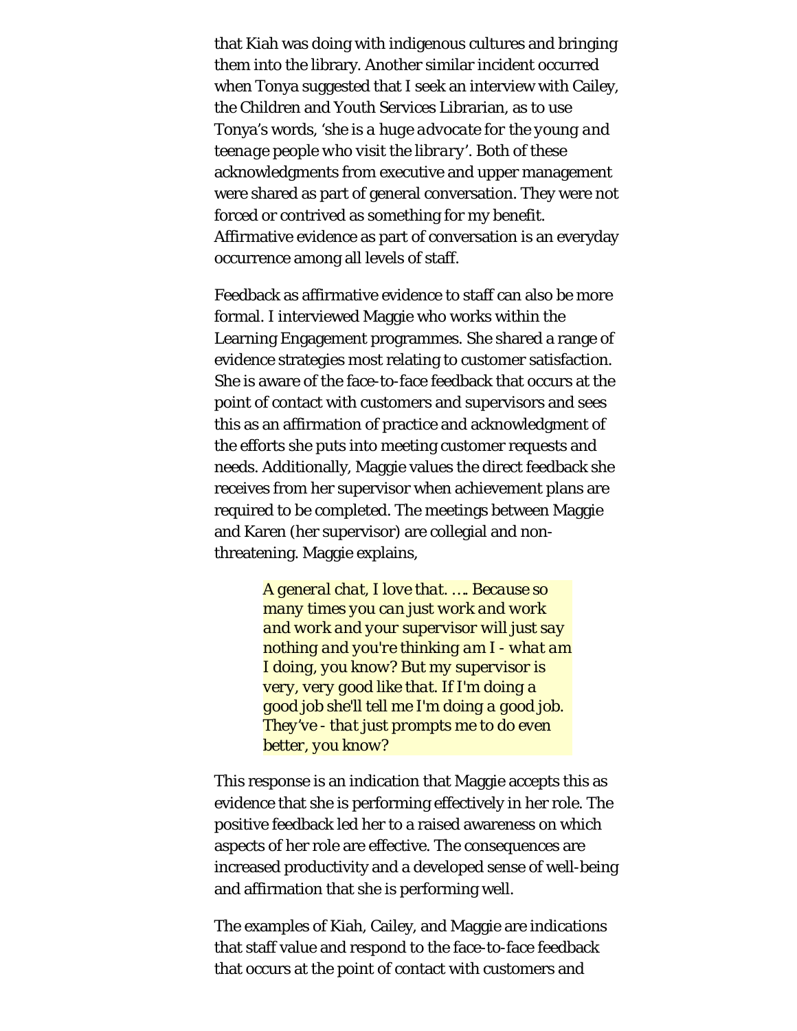that Kiah was doing with indigenous cultures and bringing them into the library. Another similar incident occurred when Tonya suggested that I seek an interview with Cailey, the Children and Youth Services Librarian, as to use Tonya's words, '*she is a huge advocate for the young and teenage people who visit the library*'. Both of these acknowledgments from executive and upper management were shared as part of general conversation. They were not forced or contrived as something for my benefit. Affirmative evidence as part of conversation is an everyday occurrence among all levels of staff.

Feedback as affirmative evidence to staff can also be more formal. I interviewed Maggie who works within the Learning Engagement programmes. She shared a range of evidence strategies most relating to customer satisfaction. She is aware of the face-to-face feedback that occurs at the point of contact with customers and supervisors and sees this as an affirmation of practice and acknowledgment of the efforts she puts into meeting customer requests and needs. Additionally, Maggie values the direct feedback she receives from her supervisor when achievement plans are required to be completed. The meetings between Maggie and Karen (her supervisor) are collegial and non-threatening. Maggie explains,

> *A general chat, I love that. …. Because so many times you can just work and work and work and your supervisor will just say nothing and you're thinking am I - what am I doing, you know? But my supervisor is very, very good like that. If I'm doing a good job she'll tell me I'm doing a good job. They've - that just prompts me to do even better, you know?*

This response is an indication that Maggie accepts this as evidence that she is performing effectively in her role. The positive feedback led her to a raised awareness on which aspects of her role are effective. The consequences are increased productivity and a developed sense of well-being and affirmation that she is performing well.

The examples of Kiah, Cailey, and Maggie are indications that staff value and respond to the face-to-face feedback that occurs at the point of contact with customers and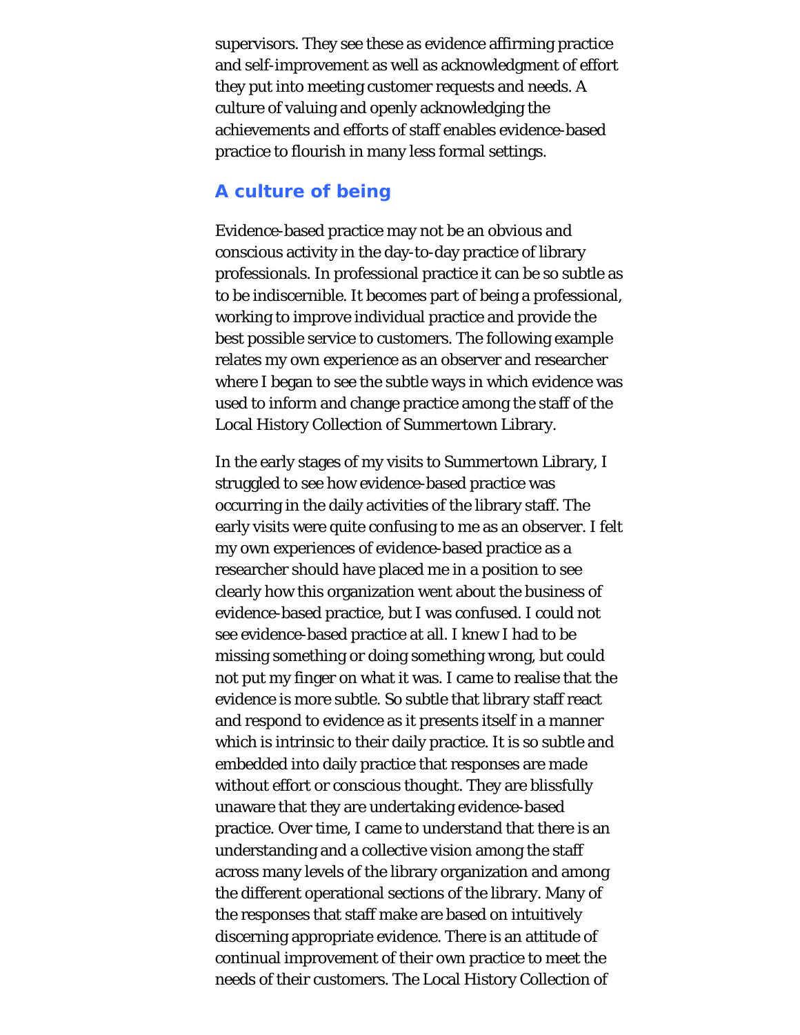supervisors. They see these as evidence affirming practice and self-improvement as well as acknowledgment of effort they put into meeting customer requests and needs. A culture of valuing and openly acknowledging the achievements and efforts of staff enables evidence-based practice to flourish in many less formal settings.

## A culture of being

Evidence-based practice may not be an obvious and conscious activity in the day-to-day practice of library professionals. In professional practice it can be so subtle as to be indiscernible. It becomes part of being a professional, working to improve individual practice and provide the best possible service to customers. The following example relates my own experience as an observer and researcher where I began to see the subtle ways in which evidence was used to inform and change practice among the staff of the Local History Collection of Summertown Library.

In the early stages of my visits to Summertown Library, I struggled to see how evidence-based practice was occurring in the daily activities of the library staff. The early visits were quite confusing to me as an observer. I felt my own experiences of evidence-based practice as a researcher should have placed me in a position to see clearly how this organization went about the business of evidence-based practice, but I was confused. I could not see evidence-based practice at all. I knew I had to be missing something or doing something wrong, but could not put my finger on what it was. I came to realise that the evidence is more subtle. So subtle that library staff react and respond to evidence as it presents itself in a manner which is intrinsic to their daily practice. It is so subtle and embedded into daily practice that responses are made without effort or conscious thought. They are blissfully unaware that they are undertaking evidence-based practice. Over time, I came to understand that there is an understanding and a collective vision among the staff across many levels of the library organization and among the different operational sections of the library. Many of the responses that staff make are based on intuitively discerning appropriate evidence. There is an attitude of continual improvement of their own practice to meet the needs of their customers. The Local History Collection of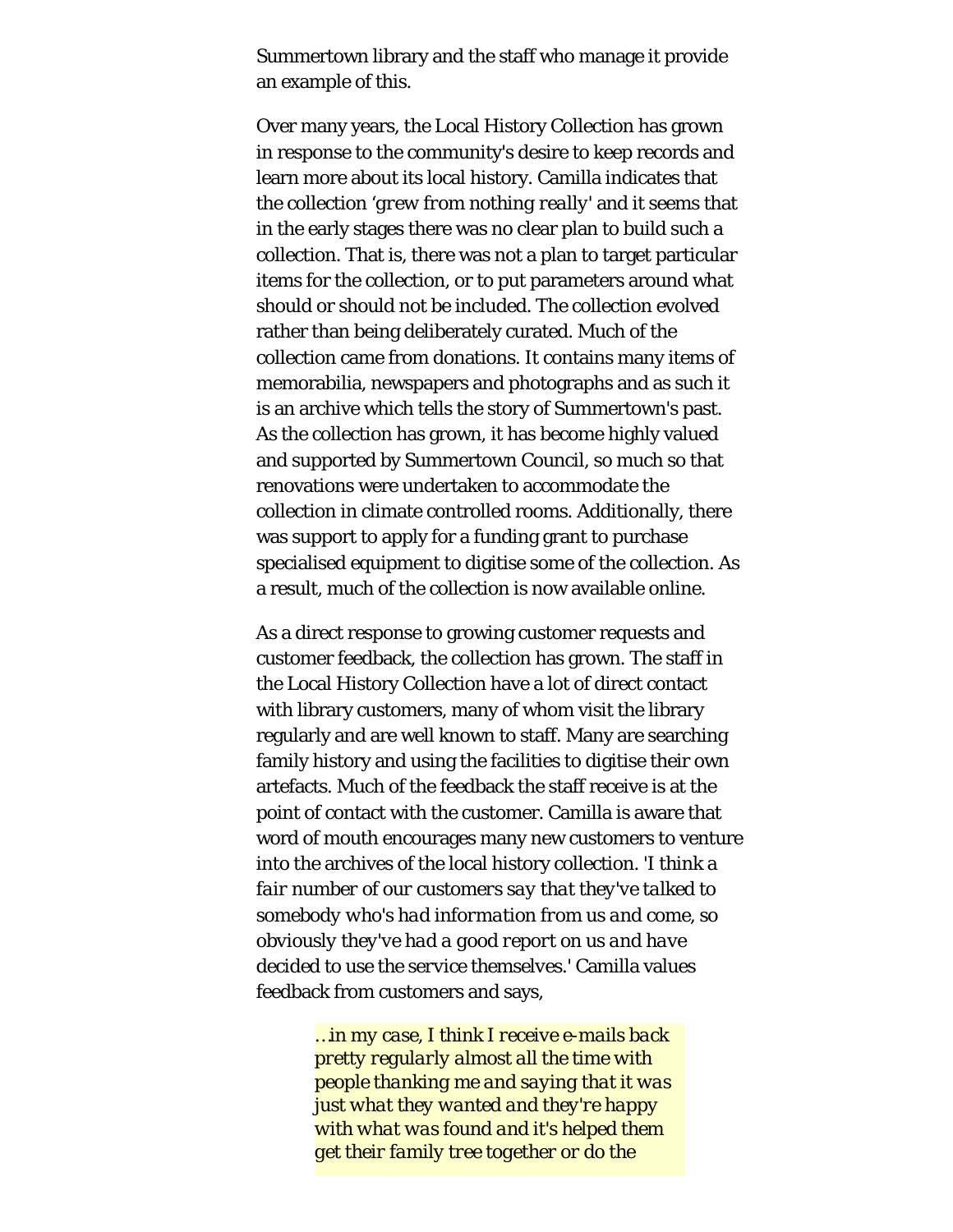Summertown library and the staff who manage it provide an example of this.

Over many years, the Local History Collection has grown in response to the community's desire to keep records and learn more about its local history. Camilla indicates that the collection *'grew from nothing really'* and it seems that in the early stages there was no clear plan to build such a collection. That is, there was not a plan to target particular items for the collection, or to put parameters around what should or should not be included. The collection evolved rather than being deliberately curated. Much of the collection came from donations. It contains many items of memorabilia, newspapers and photographs and as such it is an archive which tells the story of Summertown's past. As the collection has grown, it has become highly valued and supported by Summertown Council, so much so that renovations were undertaken to accommodate the collection in climate controlled rooms. Additionally, there was support to apply for a funding grant to purchase specialised equipment to digitise some of the collection. As a result, much of the collection is now available online.

As a direct response to growing customer requests and customer feedback, the collection has grown. The staff in the Local History Collection have a lot of direct contact with library customers, many of whom visit the library regularly and are well known to staff. Many are searching family history and using the facilities to digitise their own artefacts. Much of the feedback the staff receive is at the point of contact with the customer. Camilla is aware that word of mouth encourages many new customers to venture into the archives of the local history collection. *'I think a fair number of our customers say that they've talked to somebody who's had information from us and come, so obviously they've had a good report on us and have decided to use the service themselves.'* Camilla values feedback from customers and says,

> *…in my case, I think I receive e-mails back pretty regularly almost all the time with people thanking me and saying that it was just what they wanted and they're happy with what was found and it's helped them get their family tree together or do the*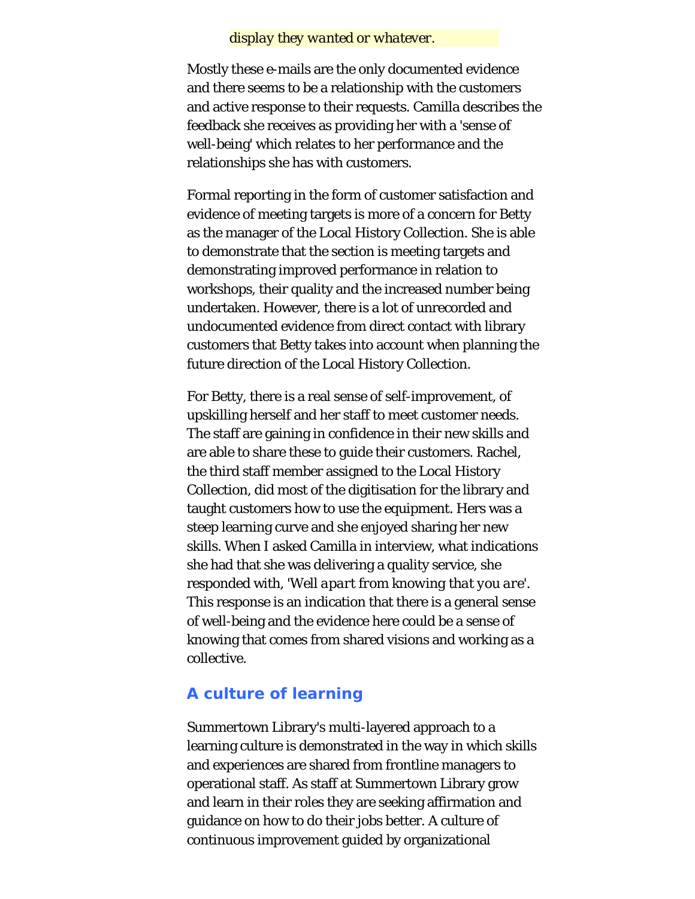*display they wanted or whatever.*

Mostly these e-mails are the only documented evidence and there seems to be a relationship with the customers and active response to their requests. Camilla describes the feedback she receives as providing her with a 'sense of well-being' which relates to her performance and the relationships she has with customers.

Formal reporting in the form of customer satisfaction and evidence of meeting targets is more of a concern for Betty as the manager of the Local History Collection. She is able to demonstrate that the section is meeting targets and demonstrating improved performance in relation to workshops, their quality and the increased number being undertaken. However, there is a lot of unrecorded and undocumented evidence from direct contact with library customers that Betty takes into account when planning the future direction of the Local History Collection.

For Betty, there is a real sense of self-improvement, of upskilling herself and her staff to meet customer needs. The staff are gaining in confidence in their new skills and are able to share these to guide their customers. Rachel, the third staff member assigned to the Local History Collection, did most of the digitisation for the library and taught customers how to use the equipment. Hers was a steep learning curve and she enjoyed sharing her new skills. When I asked Camilla in interview, what indications she had that she was delivering a quality service, she responded with, '*Well apart from knowing that you are*'. This response is an indication that there is a general sense of well-being and the evidence here could be a sense of knowing that comes from shared visions and working as a collective.

## A culture of learning

Summertown Library's multi-layered approach to a learning culture is demonstrated in the way in which skills and experiences are shared from frontline managers to operational staff. As staff at Summertown Library grow and learn in their roles they are seeking affirmation and guidance on how to do their jobs better. A culture of continuous improvement guided by organizational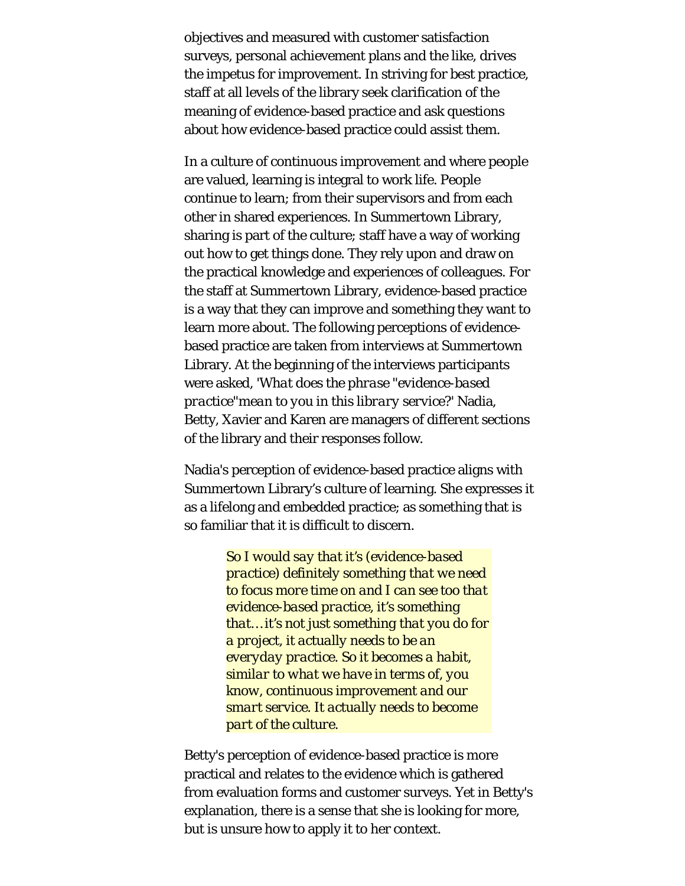objectives and measured with customer satisfaction surveys, personal achievement plans and the like, drives the impetus for improvement. In striving for best practice, staff at all levels of the library seek clarification of the meaning of evidence-based practice and ask questions about how evidence-based practice could assist them.

In a culture of continuous improvement and where people are valued, learning is integral to work life. People continue to learn; from their supervisors and from each other in shared experiences. In Summertown Library, sharing is part of the culture; staff have a way of working out how to get things done. They rely upon and draw on the practical knowledge and experiences of colleagues. For the staff at Summertown Library, evidence-based practice is a way that they can improve and something they want to learn more about. The following perceptions of evidence-based practice are taken from interviews at Summertown Library. At the beginning of the interviews participants were asked, '*What does the phrase "evidence-based practice"mean to you in this library service?*' Nadia, Betty, Xavier and Karen are managers of different sections of the library and their responses follow.

Nadia's perception of evidence-based practice aligns with Summertown Library's culture of learning. She expresses it as a lifelong and embedded practice; as something that is so familiar that it is difficult to discern.

> *So I would say that it's (evidence-based practice) definitely something that we need to focus more time on and I can see too that evidence-based practice, it's something that…it's not just something that you do for a project, it actually needs to be an everyday practice. So it becomes a habit, similar to what we have in terms of, you know, continuous improvement and our smart service. It actually needs to become part of the culture.*

Betty's perception of evidence-based practice is more practical and relates to the evidence which is gathered from evaluation forms and customer surveys. Yet in Betty's explanation, there is a sense that she is looking for more, but is unsure how to apply it to her context.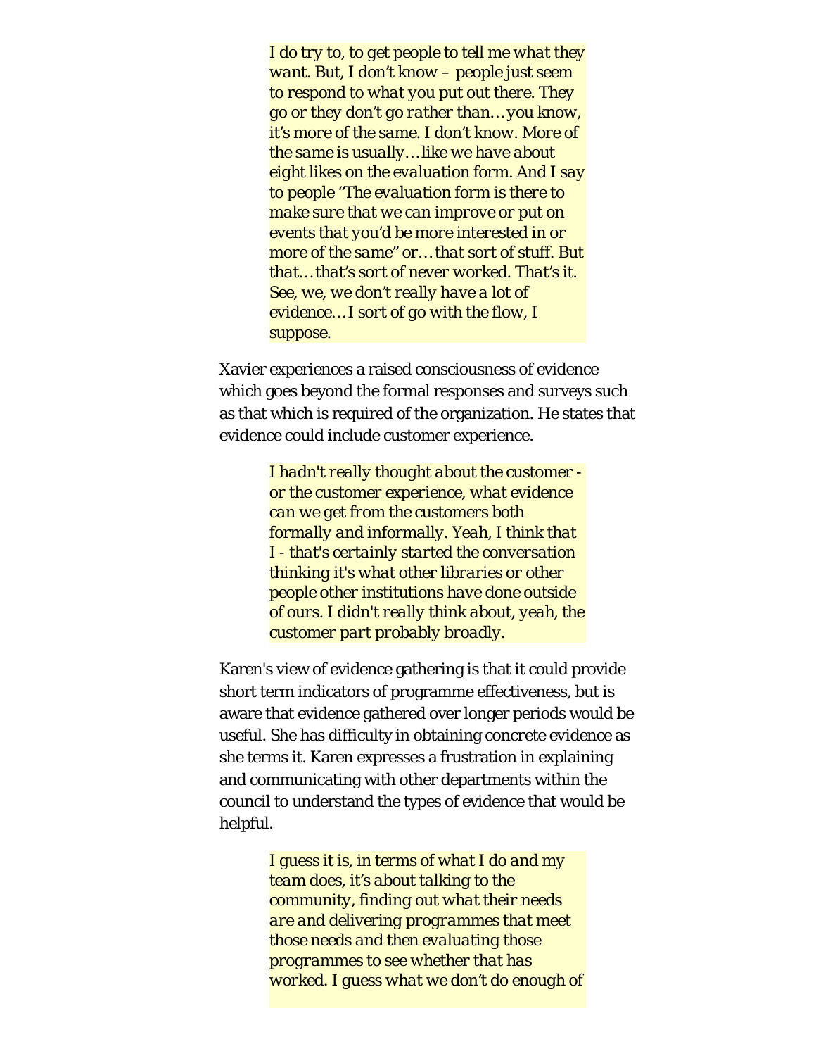> *I do try to, to get people to tell me what they want. But, I don't know – people just seem to respond to what you put out there. They go or they don't go rather than… you know, it's more of the same. I don't know. More of the same is usually… like we have about eight likes on the evaluation form. And I say to people "The evaluation form is there to make sure that we can improve or put on events that you'd be more interested in or more of the same" or… that sort of stuff. But that… that's sort of never worked. That's it. See, we, we don't really have a lot of evidence… I sort of go with the flow, I suppose.*

Xavier experiences a raised consciousness of evidence which goes beyond the formal responses and surveys such as that which is required of the organization. He states that evidence could include customer experience.

> *I hadn't really thought about the customer - or the customer experience, what evidence can we get from the customers both formally and informally. Yeah, I think that I - that's certainly started the conversation thinking it's what other libraries or other people other institutions have done outside of ours. I didn't really think about, yeah, the customer part probably broadly.*

Karen's view of evidence gathering is that it could provide short term indicators of programme effectiveness, but is aware that evidence gathered over longer periods would be useful. She has difficulty in obtaining concrete evidence as she terms it. Karen expresses a frustration in explaining and communicating with other departments within the council to understand the types of evidence that would be helpful.

> *I guess it is, in terms of what I do and my team does, it's about talking to the community, finding out what their needs are and delivering programmes that meet those needs and then evaluating those programmes to see whether that has worked. I guess what we don't do enough of*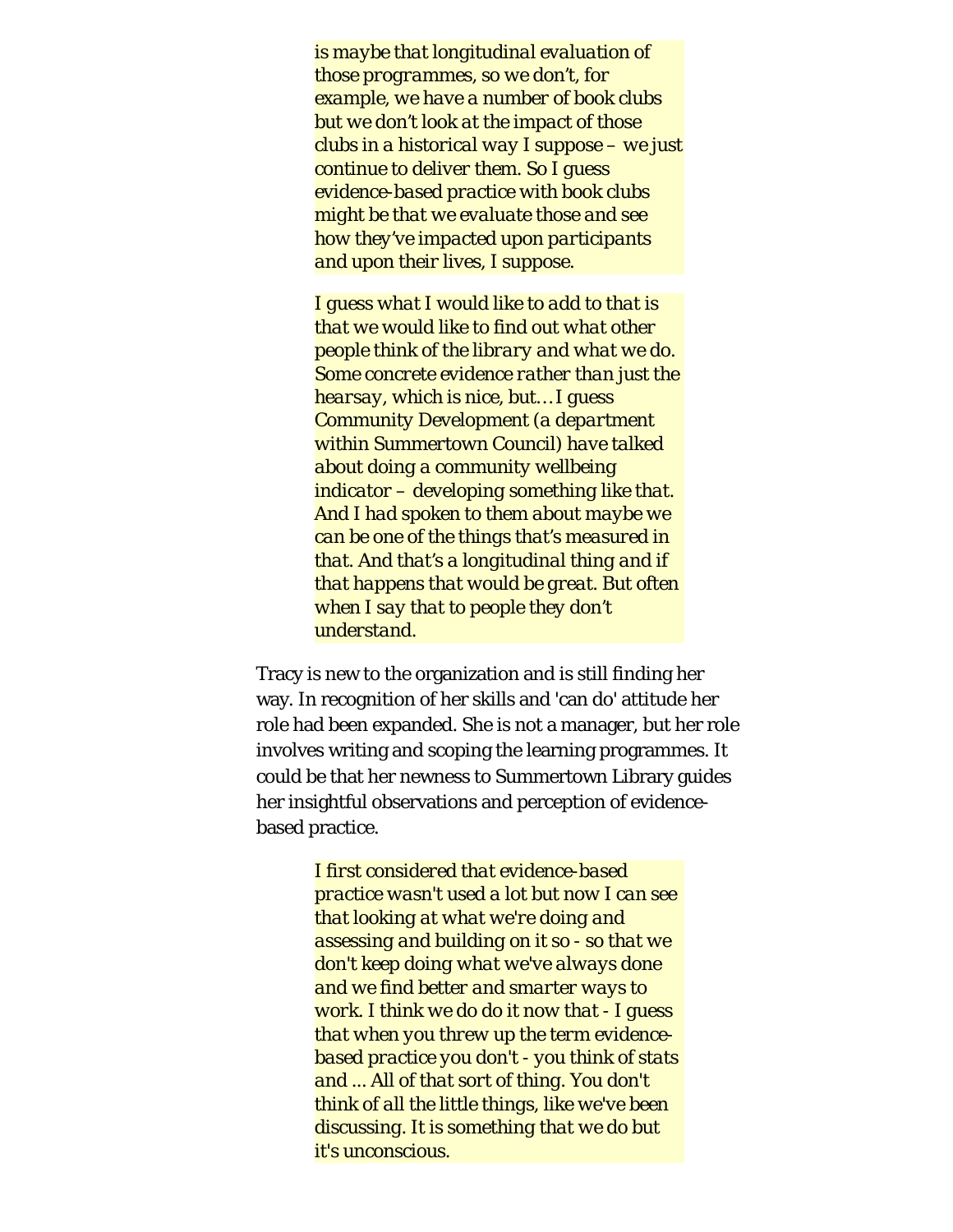*is maybe that longitudinal evaluation of those programmes, so we don't, for example, we have a number of book clubs but we don't look at the impact of those clubs in a historical way I suppose – we just continue to deliver them. So I guess evidence-based practice with book clubs might be that we evaluate those and see how they've impacted upon participants and upon their lives, I suppose.*

*I guess what I would like to add to that is that we would like to find out what other people think of the library and what we do. Some concrete evidence rather than just the hearsay, which is nice, but… I guess Community Development (a department within Summertown Council) have talked about doing a community wellbeing indicator – developing something like that. And I had spoken to them about maybe we can be one of the things that's measured in that. And that's a longitudinal thing and if that happens that would be great. But often when I say that to people they don't understand.*

Tracy is new to the organization and is still finding her way. In recognition of her skills and 'can do' attitude her role had been expanded. She is not a manager, but her role involves writing and scoping the learning programmes. It could be that her newness to Summertown Library guides her insightful observations and perception of evidence-based practice.

*I first considered that evidence-based practice wasn't used a lot but now I can see that looking at what we're doing and assessing and building on it so - so that we don't keep doing what we've always done and we find better and smarter ways to work. I think we do do it now that - I guess that when you threw up the term evidence-based practice you don't - you think of stats and ... All of that sort of thing. You don't think of all the little things, like we've been discussing. It is something that we do but it's unconscious.*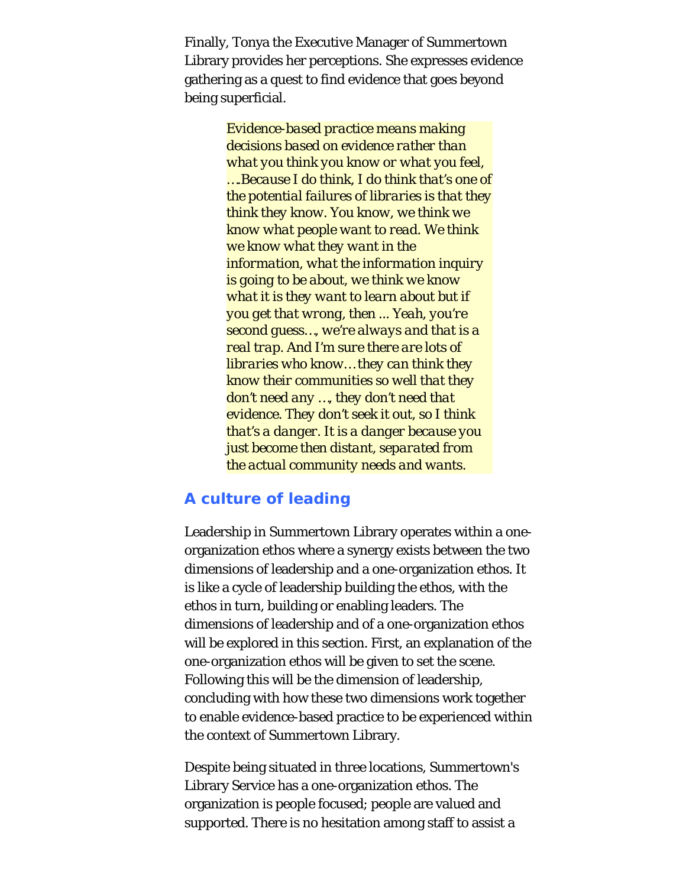Finally, Tonya the Executive Manager of Summertown Library provides her perceptions. She expresses evidence gathering as a quest to find evidence that goes beyond being superficial.

> *Evidence-based practice means making decisions based on evidence rather than what you think you know or what you feel, ….Because I do think, I do think that's one of the potential failures of libraries is that they think they know. You know, we think we know what people want to read. We think we know what they want in the information, what the information inquiry is going to be about, we think we know what it is they want to learn about but if you get that wrong, then ... Yeah, you're second guess…, we're always and that is a real trap. And I'm sure there are lots of libraries who know…they can think they know their communities so well that they don't need any …, they don't need that evidence. They don't seek it out, so I think that's a danger. It is a danger because you just become then distant, separated from the actual community needs and wants.*

## A culture of leading

Leadership in Summertown Library operates within a one-organization ethos where a synergy exists between the two dimensions of leadership and a one-organization ethos. It is like a cycle of leadership building the ethos, with the ethos in turn, building or enabling leaders. The dimensions of leadership and of a one-organization ethos will be explored in this section. First, an explanation of the one-organization ethos will be given to set the scene. Following this will be the dimension of leadership, concluding with how these two dimensions work together to enable evidence-based practice to be experienced within the context of Summertown Library.

Despite being situated in three locations, Summertown's Library Service has a one-organization ethos. The organization is people focused; people are valued and supported. There is no hesitation among staff to assist a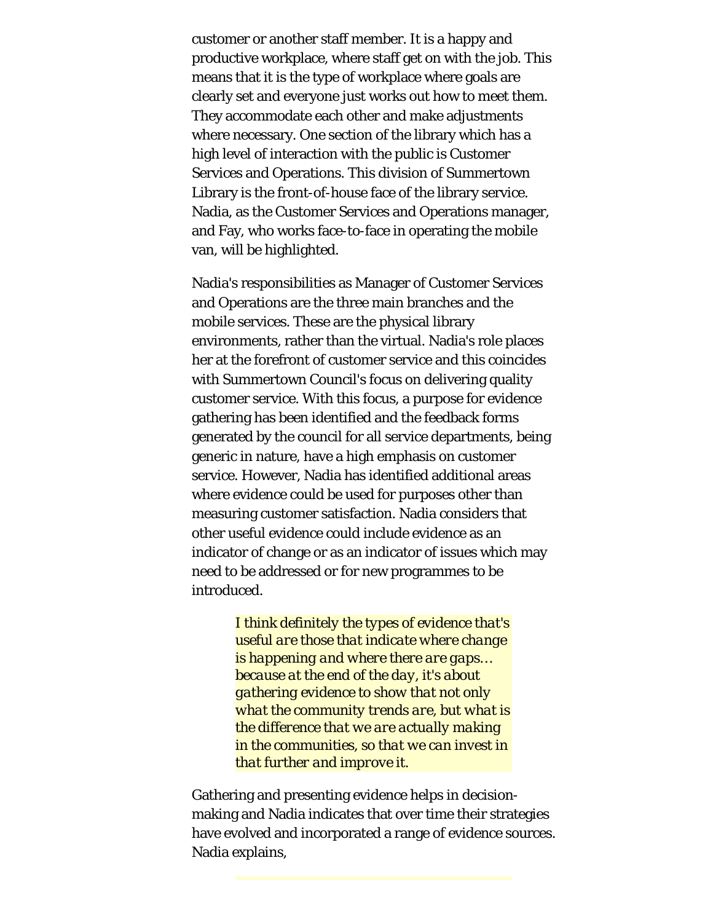customer or another staff member. It is a happy and productive workplace, where staff get on with the job. This means that it is the type of workplace where goals are clearly set and everyone just works out how to meet them. They accommodate each other and make adjustments where necessary. One section of the library which has a high level of interaction with the public is Customer Services and Operations. This division of Summertown Library is the front-of-house face of the library service. Nadia, as the Customer Services and Operations manager, and Fay, who works face-to-face in operating the mobile van, will be highlighted.

Nadia's responsibilities as Manager of Customer Services and Operations are the three main branches and the mobile services. These are the physical library environments, rather than the virtual. Nadia's role places her at the forefront of customer service and this coincides with Summertown Council's focus on delivering quality customer service. With this focus, a purpose for evidence gathering has been identified and the feedback forms generated by the council for all service departments, being generic in nature, have a high emphasis on customer service. However, Nadia has identified additional areas where evidence could be used for purposes other than measuring customer satisfaction. Nadia considers that other useful evidence could include evidence as an indicator of change or as an indicator of issues which may need to be addressed or for new programmes to be introduced.

> *I think definitely the types of evidence that's useful are those that indicate where change is happening and where there are gaps… because at the end of the day, it's about gathering evidence to show that not only what the community trends are, but what is the difference that we are actually making in the communities, so that we can invest in that further and improve it.*

Gathering and presenting evidence helps in decision-making and Nadia indicates that over time their strategies have evolved and incorporated a range of evidence sources. Nadia explains,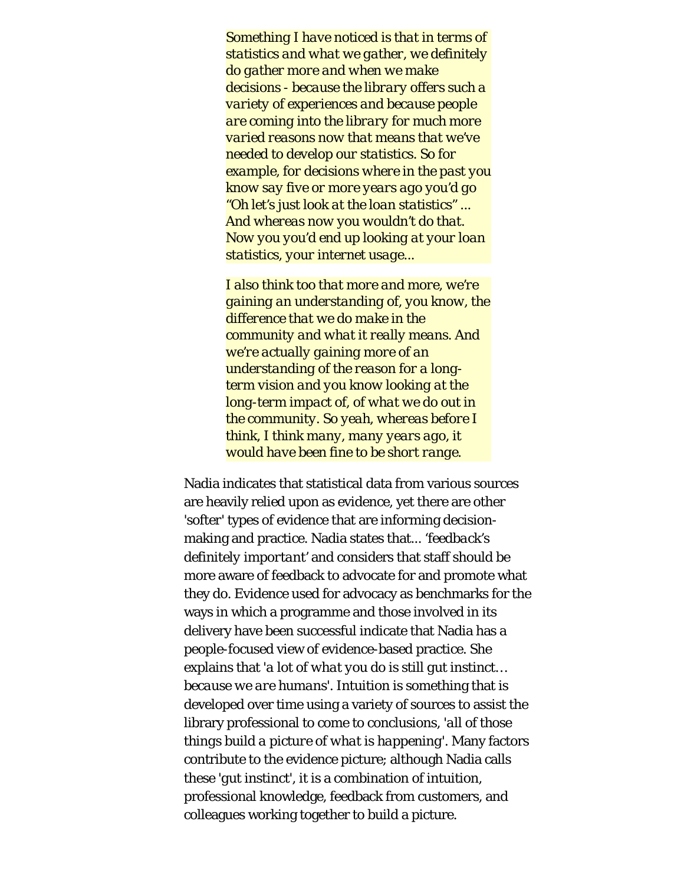> *Something I have noticed is that in terms of statistics and what we gather, we definitely do gather more and when we make decisions - because the library offers such a variety of experiences and because people are coming into the library for much more varied reasons now that means that we've needed to develop our statistics. So for example, for decisions where in the past you know say five or more years ago you'd go "Oh let's just look at the loan statistics" ... And whereas now you wouldn't do that. Now you you'd end up looking at your loan statistics, your internet usage...*

> *I also think too that more and more, we're gaining an understanding of, you know, the difference that we do make in the community and what it really means. And we're actually gaining more of an understanding of the reason for a long-term vision and you know looking at the long-term impact of, of what we do out in the community. So yeah, whereas before I think, I think many, many years ago, it would have been fine to be short range.*

Nadia indicates that statistical data from various sources are heavily relied upon as evidence, yet there are other 'softer' types of evidence that are informing decision-making and practice. Nadia states that... '*feedback's definitely important*' and considers that staff should be more aware of feedback to advocate for and promote what they do. Evidence used for advocacy as benchmarks for the ways in which a programme and those involved in its delivery have been successful indicate that Nadia has a people-focused view of evidence-based practice. She explains that '*a lot of what you do is still gut instinct… because we are humans*'. Intuition is something that is developed over time using a variety of sources to assist the library professional to come to conclusions, '*all of those things build a picture of what is happening*'. Many factors contribute to the evidence picture; although Nadia calls these 'gut instinct', it is a combination of intuition, professional knowledge, feedback from customers, and colleagues working together to build a picture.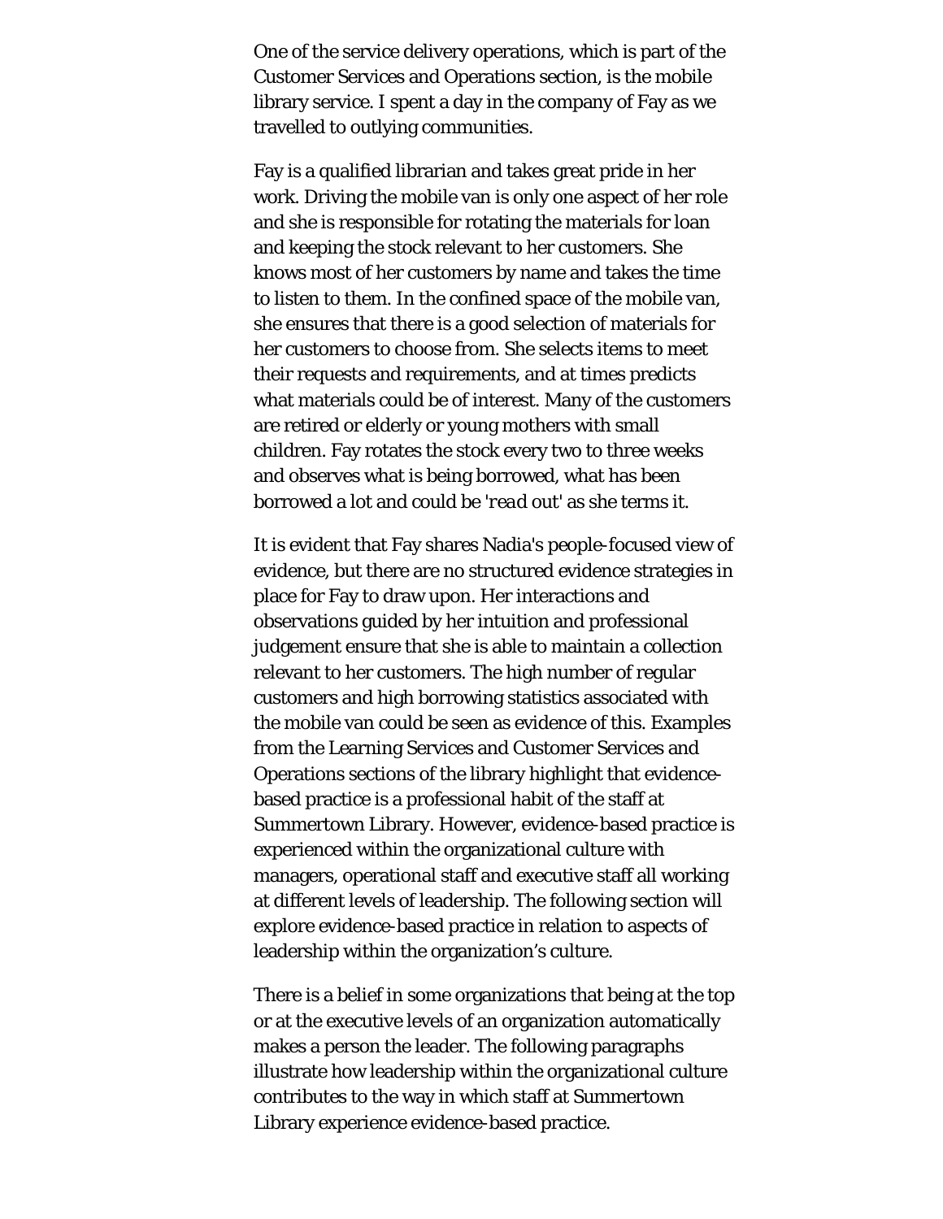One of the service delivery operations, which is part of the Customer Services and Operations section, is the mobile library service. I spent a day in the company of Fay as we travelled to outlying communities.

Fay is a qualified librarian and takes great pride in her work. Driving the mobile van is only one aspect of her role and she is responsible for rotating the materials for loan and keeping the stock relevant to her customers. She knows most of her customers by name and takes the time to listen to them. In the confined space of the mobile van, she ensures that there is a good selection of materials for her customers to choose from. She selects items to meet their requests and requirements, and at times predicts what materials could be of interest. Many of the customers are retired or elderly or young mothers with small children. Fay rotates the stock every two to three weeks and observes what is being borrowed, what has been borrowed a lot and could be '*read out*' as she terms it.

It is evident that Fay shares Nadia's people-focused view of evidence, but there are no structured evidence strategies in place for Fay to draw upon. Her interactions and observations guided by her intuition and professional judgement ensure that she is able to maintain a collection relevant to her customers. The high number of regular customers and high borrowing statistics associated with the mobile van could be seen as evidence of this. Examples from the Learning Services and Customer Services and Operations sections of the library highlight that evidence-based practice is a professional habit of the staff at Summertown Library. However, evidence-based practice is experienced within the organizational culture with managers, operational staff and executive staff all working at different levels of leadership. The following section will explore evidence-based practice in relation to aspects of leadership within the organization's culture.

There is a belief in some organizations that being at the top or at the executive levels of an organization automatically makes a person the leader. The following paragraphs illustrate how leadership within the organizational culture contributes to the way in which staff at Summertown Library experience evidence-based practice.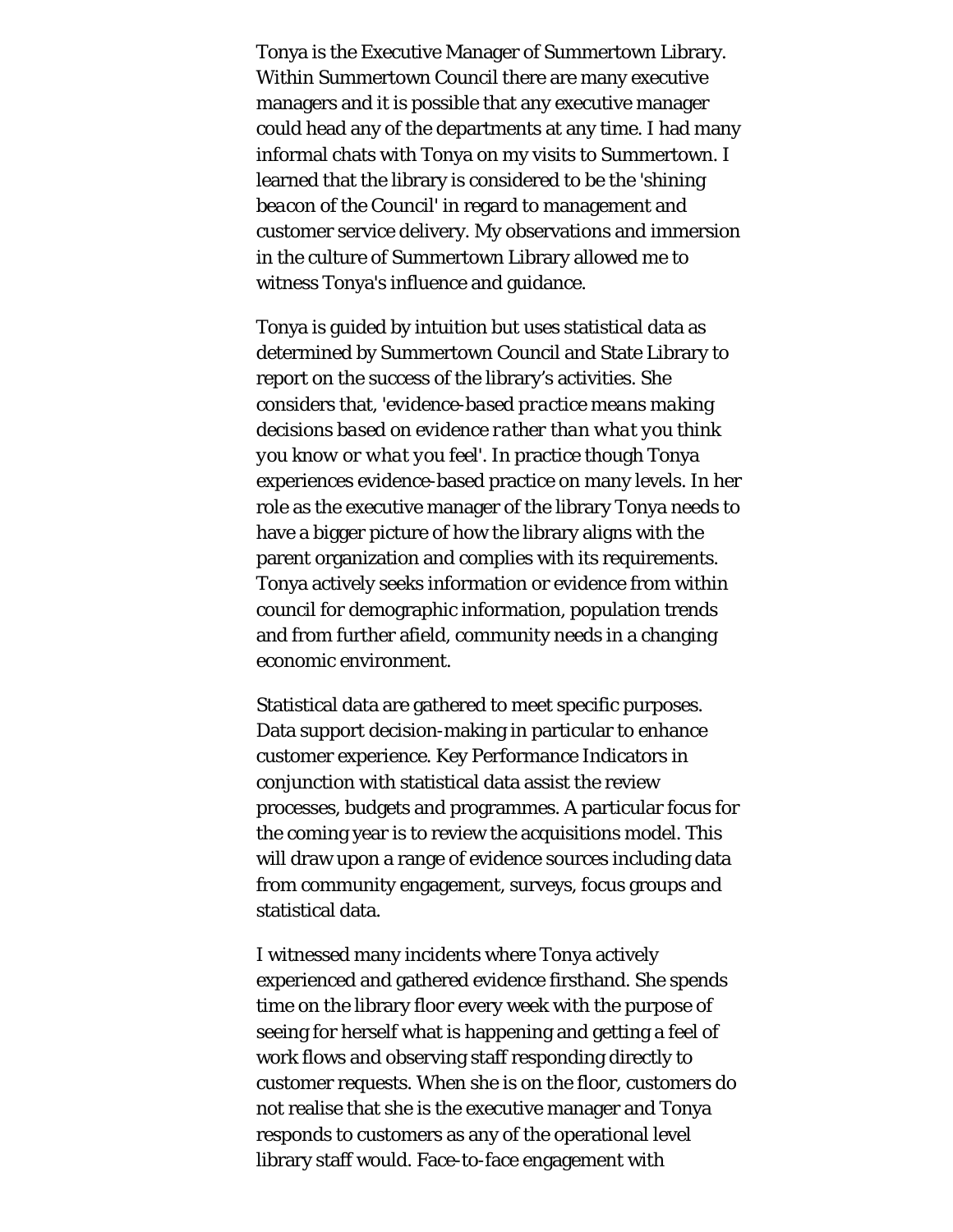Tonya is the Executive Manager of Summertown Library. Within Summertown Council there are many executive managers and it is possible that any executive manager could head any of the departments at any time. I had many informal chats with Tonya on my visits to Summertown. I learned that the library is considered to be the 'shining beacon of the Council' in regard to management and customer service delivery. My observations and immersion in the culture of Summertown Library allowed me to witness Tonya's influence and guidance.

Tonya is guided by intuition but uses statistical data as determined by Summertown Council and State Library to report on the success of the library's activities. She considers that, '*evidence-based practice means making decisions based on evidence rather than what you think you know or what you feel*'. In practice though Tonya experiences evidence-based practice on many levels. In her role as the executive manager of the library Tonya needs to have a bigger picture of how the library aligns with the parent organization and complies with its requirements. Tonya actively seeks information or evidence from within council for demographic information, population trends and from further afield, community needs in a changing economic environment.

Statistical data are gathered to meet specific purposes. Data support decision-making in particular to enhance customer experience. Key Performance Indicators in conjunction with statistical data assist the review processes, budgets and programmes. A particular focus for the coming year is to review the acquisitions model. This will draw upon a range of evidence sources including data from community engagement, surveys, focus groups and statistical data.

I witnessed many incidents where Tonya actively experienced and gathered evidence firsthand. She spends time on the library floor every week with the purpose of seeing for herself what is happening and getting a feel of work flows and observing staff responding directly to customer requests. When she is on the floor, customers do not realise that she is the executive manager and Tonya responds to customers as any of the operational level library staff would. Face-to-face engagement with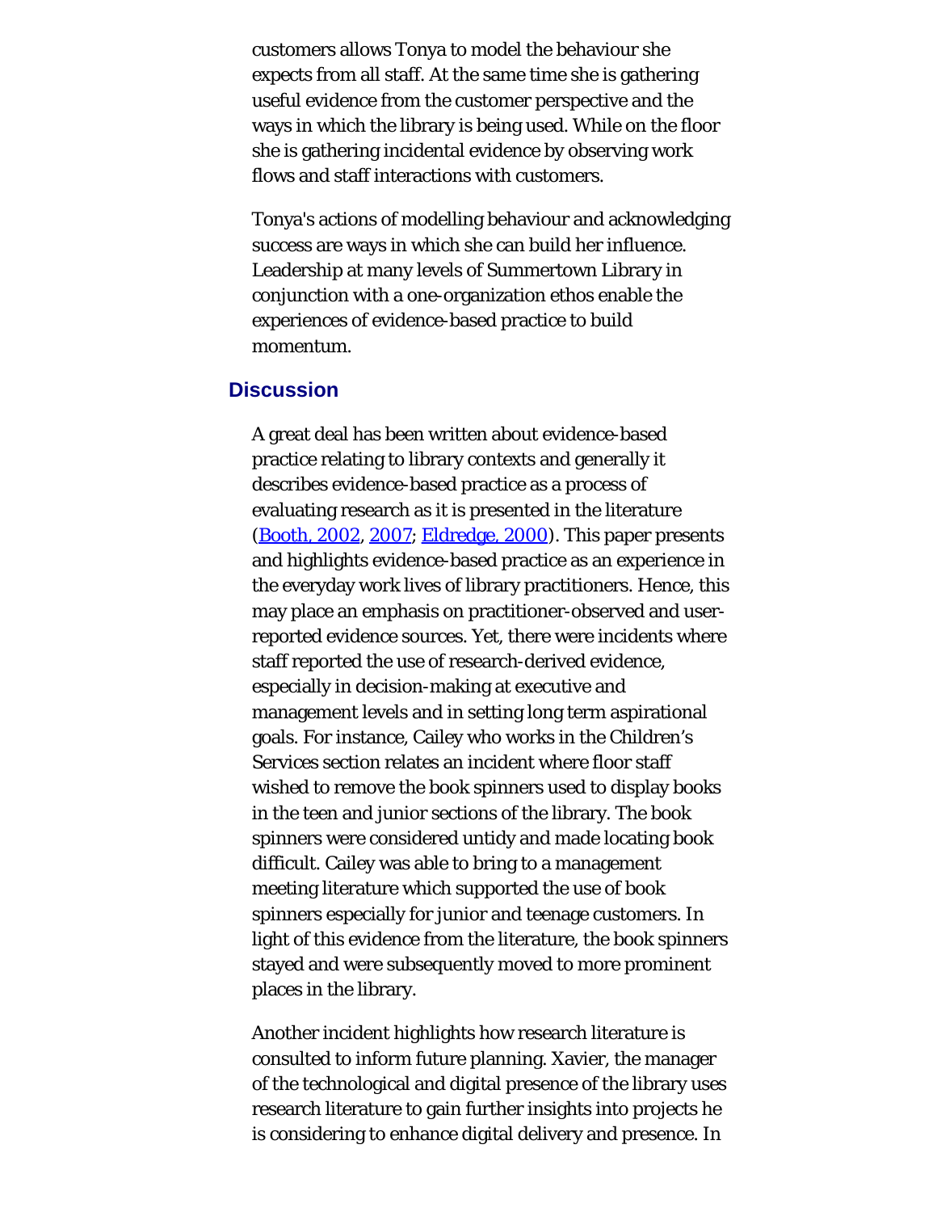customers allows Tonya to model the behaviour she expects from all staff. At the same time she is gathering useful evidence from the customer perspective and the ways in which the library is being used. While on the floor she is gathering incidental evidence by observing work flows and staff interactions with customers.

Tonya's actions of modelling behaviour and acknowledging success are ways in which she can build her influence. Leadership at many levels of Summertown Library in conjunction with a one-organization ethos enable the experiences of evidence-based practice to build momentum.

## Discussion

A great deal has been written about evidence-based practice relating to library contexts and generally it describes evidence-based practice as a process of evaluating research as it is presented in the literature (Booth, 2002, 2007; Eldredge, 2000). This paper presents and highlights evidence-based practice as an experience in the everyday work lives of library practitioners. Hence, this may place an emphasis on practitioner-observed and user-reported evidence sources. Yet, there were incidents where staff reported the use of research-derived evidence, especially in decision-making at executive and management levels and in setting long term aspirational goals. For instance, Cailey who works in the Children's Services section relates an incident where floor staff wished to remove the book spinners used to display books in the teen and junior sections of the library. The book spinners were considered untidy and made locating book difficult. Cailey was able to bring to a management meeting literature which supported the use of book spinners especially for junior and teenage customers. In light of this evidence from the literature, the book spinners stayed and were subsequently moved to more prominent places in the library.

Another incident highlights how research literature is consulted to inform future planning. Xavier, the manager of the technological and digital presence of the library uses research literature to gain further insights into projects he is considering to enhance digital delivery and presence. In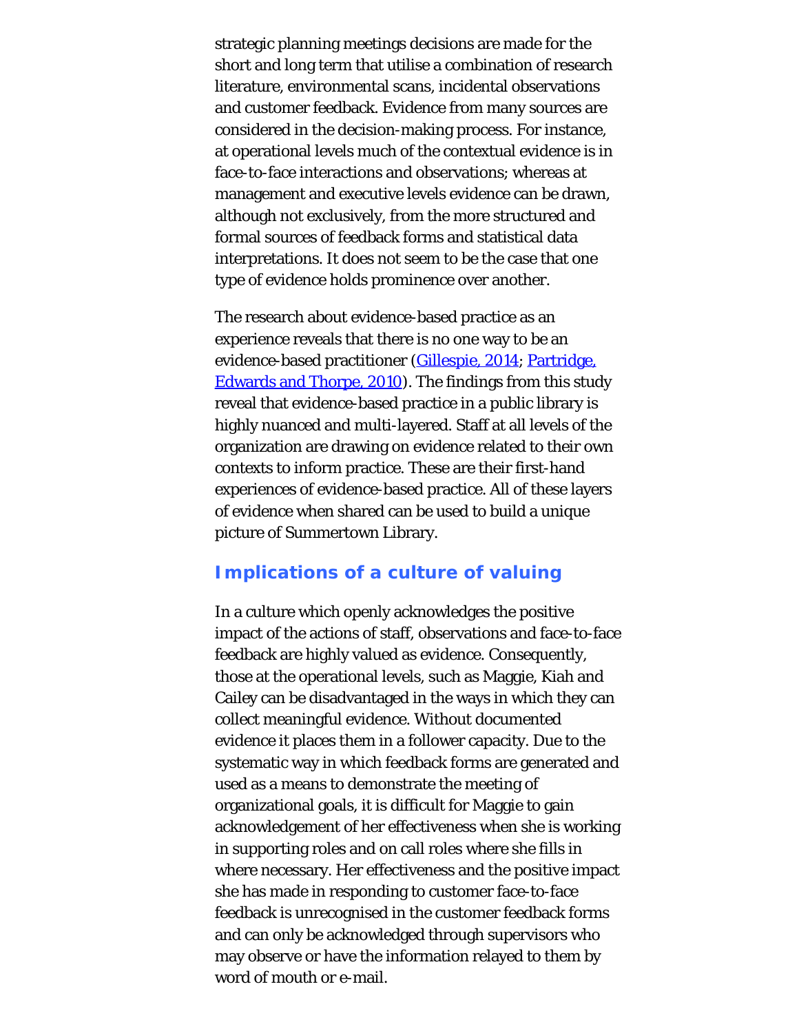strategic planning meetings decisions are made for the short and long term that utilise a combination of research literature, environmental scans, incidental observations and customer feedback. Evidence from many sources are considered in the decision-making process. For instance, at operational levels much of the contextual evidence is in face-to-face interactions and observations; whereas at management and executive levels evidence can be drawn, although not exclusively, from the more structured and formal sources of feedback forms and statistical data interpretations. It does not seem to be the case that one type of evidence holds prominence over another.

The research about evidence-based practice as an experience reveals that there is no one way to be an evidence-based practitioner (Gillespie, 2014; Partridge, Edwards and Thorpe, 2010). The findings from this study reveal that evidence-based practice in a public library is highly nuanced and multi-layered. Staff at all levels of the organization are drawing on evidence related to their own contexts to inform practice. These are their first-hand experiences of evidence-based practice. All of these layers of evidence when shared can be used to build a unique picture of Summertown Library.

## Implications of a culture of valuing

In a culture which openly acknowledges the positive impact of the actions of staff, observations and face-to-face feedback are highly valued as evidence. Consequently, those at the operational levels, such as Maggie, Kiah and Cailey can be disadvantaged in the ways in which they can collect meaningful evidence. Without documented evidence it places them in a follower capacity. Due to the systematic way in which feedback forms are generated and used as a means to demonstrate the meeting of organizational goals, it is difficult for Maggie to gain acknowledgement of her effectiveness when she is working in supporting roles and on call roles where she fills in where necessary. Her effectiveness and the positive impact she has made in responding to customer face-to-face feedback is unrecognised in the customer feedback forms and can only be acknowledged through supervisors who may observe or have the information relayed to them by word of mouth or e-mail.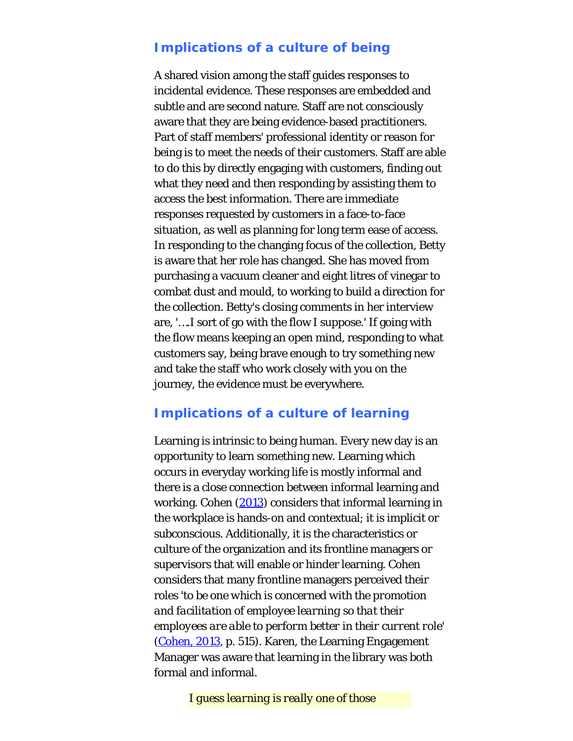## Implications of a culture of being

A shared vision among the staff guides responses to incidental evidence. These responses are embedded and subtle and are second nature. Staff are not consciously aware that they are being evidence-based practitioners. Part of staff members' professional identity or reason for being is to meet the needs of their customers. Staff are able to do this by directly engaging with customers, finding out what they need and then responding by assisting them to access the best information. There are immediate responses requested by customers in a face-to-face situation, as well as planning for long term ease of access. In responding to the changing focus of the collection, Betty is aware that her role has changed. She has moved from purchasing a vacuum cleaner and eight litres of vinegar to combat dust and mould, to working to build a direction for the collection. Betty's closing comments in her interview are, '….I sort of go with the flow I suppose.' If going with the flow means keeping an open mind, responding to what customers say, being brave enough to try something new and take the staff who work closely with you on the journey, the evidence must be everywhere.

## Implications of a culture of learning

Learning is intrinsic to being human. Every new day is an opportunity to learn something new. Learning which occurs in everyday working life is mostly informal and there is a close connection between informal learning and working. Cohen (2013) considers that informal learning in the workplace is hands-on and contextual; it is implicit or subconscious. Additionally, it is the characteristics or culture of the organization and its frontline managers or supervisors that will enable or hinder learning. Cohen considers that many frontline managers perceived their roles '*to be one which is concerned with the promotion and facilitation of employee learning so that their employees are able to perform better in their current role*' (Cohen, 2013, p. 515). Karen, the Learning Engagement Manager was aware that learning in the library was both formal and informal.

> *I guess learning is really one of those*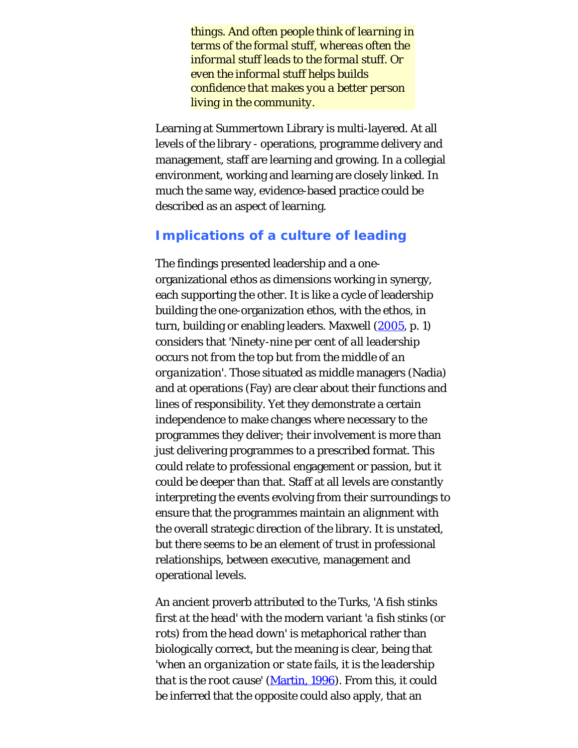*things. And often people think of learning in terms of the formal stuff, whereas often the informal stuff leads to the formal stuff. Or even the informal stuff helps builds confidence that makes you a better person living in the community.*

Learning at Summertown Library is multi-layered. At all levels of the library - operations, programme delivery and management, staff are learning and growing. In a collegial environment, working and learning are closely linked. In much the same way, evidence-based practice could be described as an aspect of learning.

## Implications of a culture of leading

The findings presented leadership and a one-organizational ethos as dimensions working in synergy, each supporting the other. It is like a cycle of leadership building the one-organization ethos, with the ethos, in turn, building or enabling leaders. Maxwell (2005, p. 1) considers that '*Ninety-nine per cent of all leadership occurs not from the top but from the middle of an organization*'. Those situated as middle managers (Nadia) and at operations (Fay) are clear about their functions and lines of responsibility. Yet they demonstrate a certain independence to make changes where necessary to the programmes they deliver; their involvement is more than just delivering programmes to a prescribed format. This could relate to professional engagement or passion, but it could be deeper than that. Staff at all levels are constantly interpreting the events evolving from their surroundings to ensure that the programmes maintain an alignment with the overall strategic direction of the library. It is unstated, but there seems to be an element of trust in professional relationships, between executive, management and operational levels.

An ancient proverb attributed to the Turks, '*A fish stinks first at the head*' with the modern variant '*a fish stinks (or rots) from the head down*' is metaphorical rather than biologically correct, but the meaning is clear, being that '*when an organization or state fails, it is the leadership that is the root cause*' (Martin, 1996). From this, it could be inferred that the opposite could also apply, that an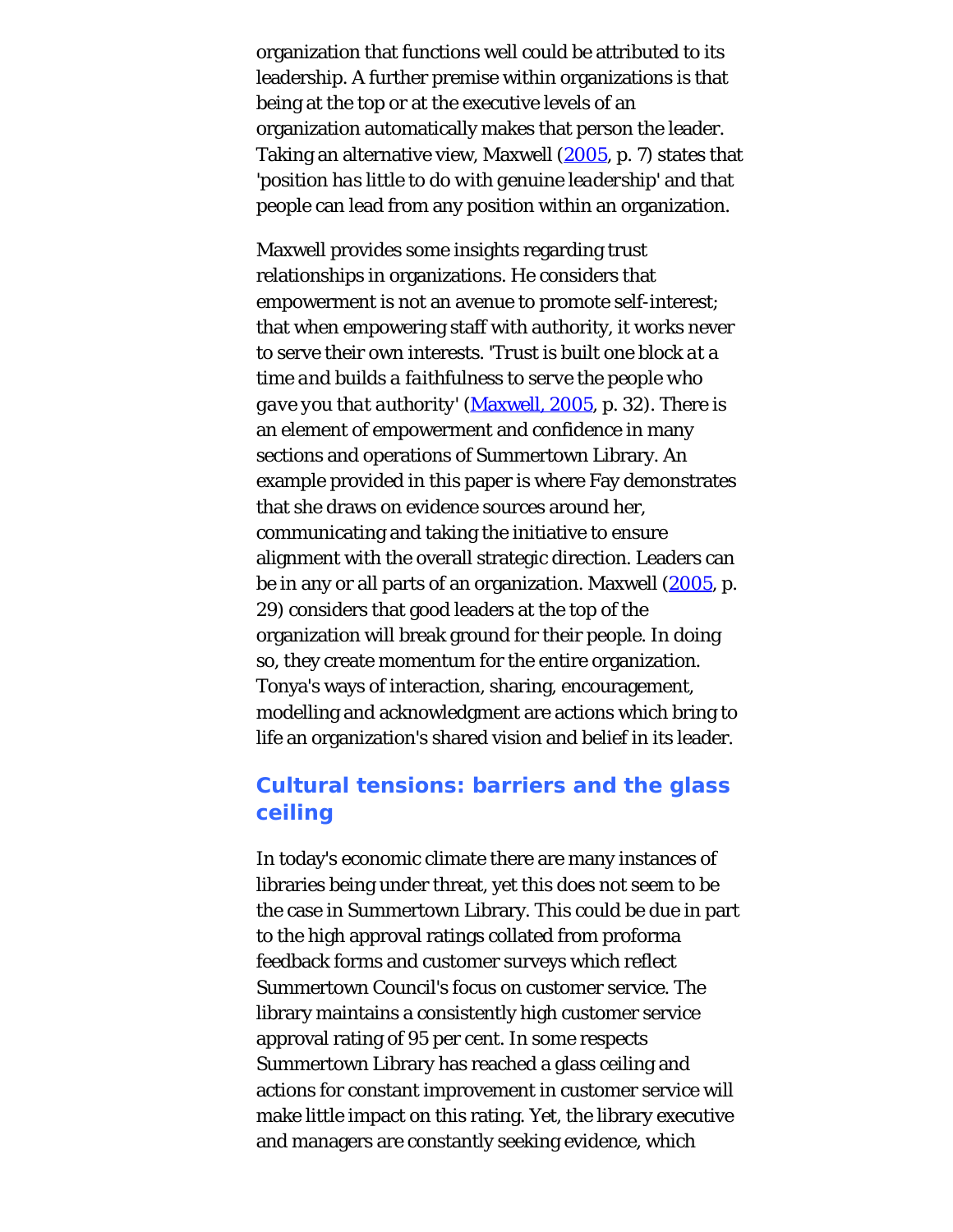organization that functions well could be attributed to its leadership. A further premise within organizations is that being at the top or at the executive levels of an organization automatically makes that person the leader. Taking an alternative view, Maxwell (2005, p. 7) states that '*position has little to do with genuine leadership*' and that people can lead from any position within an organization.

Maxwell provides some insights regarding trust relationships in organizations. He considers that empowerment is not an avenue to promote self-interest; that when empowering staff with authority, it works never to serve their own interests. '*Trust is built one block at a time and builds a faithfulness to serve the people who gave you that authority*' (Maxwell, 2005, p. 32). There is an element of empowerment and confidence in many sections and operations of Summertown Library. An example provided in this paper is where Fay demonstrates that she draws on evidence sources around her, communicating and taking the initiative to ensure alignment with the overall strategic direction. Leaders can be in any or all parts of an organization. Maxwell (2005, p. 29) considers that good leaders at the top of the organization will break ground for their people. In doing so, they create momentum for the entire organization. Tonya's ways of interaction, sharing, encouragement, modelling and acknowledgment are actions which bring to life an organization's shared vision and belief in its leader.

## Cultural tensions: barriers and the glass ceiling

In today's economic climate there are many instances of libraries being under threat, yet this does not seem to be the case in Summertown Library. This could be due in part to the high approval ratings collated from proforma feedback forms and customer surveys which reflect Summertown Council's focus on customer service. The library maintains a consistently high customer service approval rating of 95 per cent. In some respects Summertown Library has reached a glass ceiling and actions for constant improvement in customer service will make little impact on this rating. Yet, the library executive and managers are constantly seeking evidence, which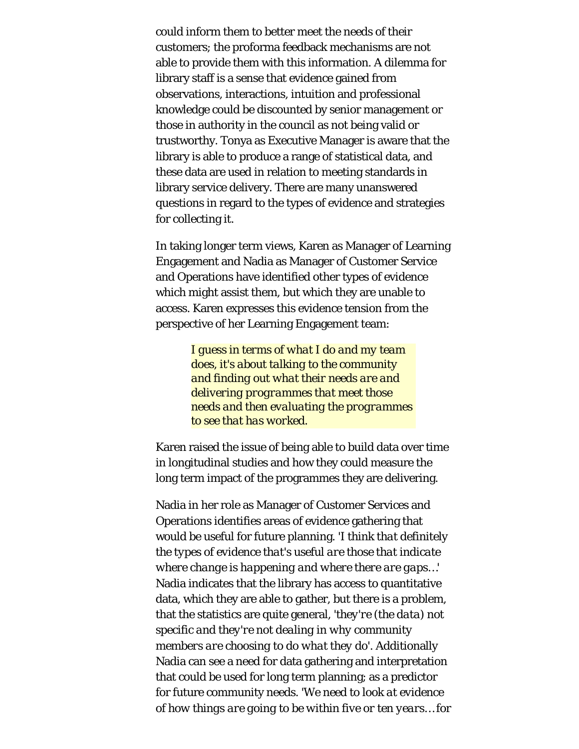could inform them to better meet the needs of their customers; the proforma feedback mechanisms are not able to provide them with this information. A dilemma for library staff is a sense that evidence gained from observations, interactions, intuition and professional knowledge could be discounted by senior management or those in authority in the council as not being valid or trustworthy. Tonya as Executive Manager is aware that the library is able to produce a range of statistical data, and these data are used in relation to meeting standards in library service delivery. There are many unanswered questions in regard to the types of evidence and strategies for collecting it.

In taking longer term views, Karen as Manager of Learning Engagement and Nadia as Manager of Customer Service and Operations have identified other types of evidence which might assist them, but which they are unable to access. Karen expresses this evidence tension from the perspective of her Learning Engagement team:

> *I guess in terms of what I do and my team does, it's about talking to the community and finding out what their needs are and delivering programmes that meet those needs and then evaluating the programmes to see that has worked.*

Karen raised the issue of being able to build data over time in longitudinal studies and how they could measure the long term impact of the programmes they are delivering.

Nadia in her role as Manager of Customer Services and Operations identifies areas of evidence gathering that would be useful for future planning. '*I think that definitely the types of evidence that's useful are those that indicate where change is happening and where there are gaps…*' Nadia indicates that the library has access to quantitative data, which they are able to gather, but there is a problem, that the statistics are quite general, '*they're (the data) not specific and they're not dealing in why community members are choosing to do what they do*'. Additionally Nadia can see a need for data gathering and interpretation that could be used for long term planning; as a predictor for future community needs. '*We need to look at evidence of how things are going to be within five or ten years…for*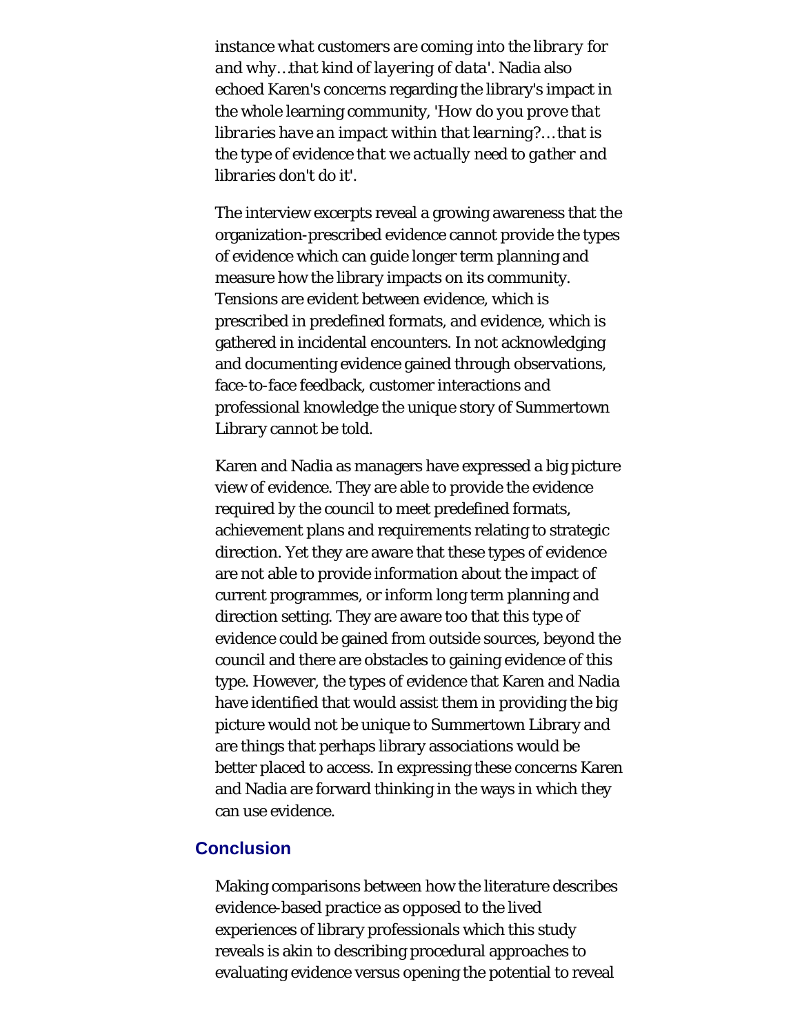*instance what customers are coming into the library for and why…that kind of layering of data*'. Nadia also echoed Karen's concerns regarding the library's impact in the whole learning community, '*How do you prove that libraries have an impact within that learning?… that is the type of evidence that we actually need to gather and libraries don't do it*'.

The interview excerpts reveal a growing awareness that the organization-prescribed evidence cannot provide the types of evidence which can guide longer term planning and measure how the library impacts on its community. Tensions are evident between evidence, which is prescribed in predefined formats, and evidence, which is gathered in incidental encounters. In not acknowledging and documenting evidence gained through observations, face-to-face feedback, customer interactions and professional knowledge the unique story of Summertown Library cannot be told.

Karen and Nadia as managers have expressed a big picture view of evidence. They are able to provide the evidence required by the council to meet predefined formats, achievement plans and requirements relating to strategic direction. Yet they are aware that these types of evidence are not able to provide information about the impact of current programmes, or inform long term planning and direction setting. They are aware too that this type of evidence could be gained from outside sources, beyond the council and there are obstacles to gaining evidence of this type. However, the types of evidence that Karen and Nadia have identified that would assist them in providing the big picture would not be unique to Summertown Library and are things that perhaps library associations would be better placed to access. In expressing these concerns Karen and Nadia are forward thinking in the ways in which they can use evidence.

## Conclusion

Making comparisons between how the literature describes evidence-based practice as opposed to the lived experiences of library professionals which this study reveals is akin to describing procedural approaches to evaluating evidence versus opening the potential to reveal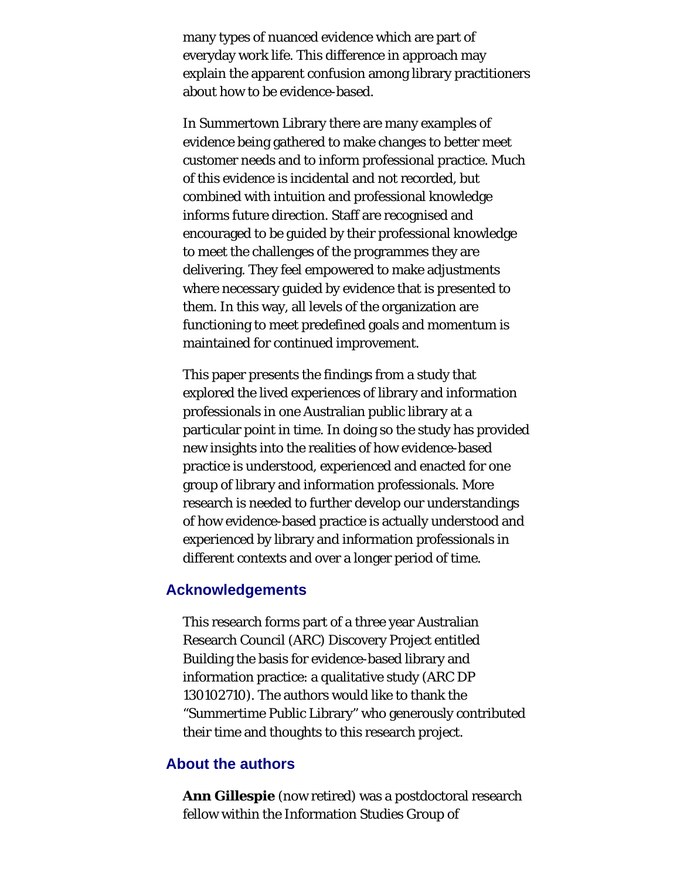many types of nuanced evidence which are part of everyday work life. This difference in approach may explain the apparent confusion among library practitioners about how to be evidence-based.

In Summertown Library there are many examples of evidence being gathered to make changes to better meet customer needs and to inform professional practice. Much of this evidence is incidental and not recorded, but combined with intuition and professional knowledge informs future direction. Staff are recognised and encouraged to be guided by their professional knowledge to meet the challenges of the programmes they are delivering. They feel empowered to make adjustments where necessary guided by evidence that is presented to them. In this way, all levels of the organization are functioning to meet predefined goals and momentum is maintained for continued improvement.

This paper presents the findings from a study that explored the lived experiences of library and information professionals in one Australian public library at a particular point in time. In doing so the study has provided new insights into the realities of how evidence-based practice is understood, experienced and enacted for one group of library and information professionals. More research is needed to further develop our understandings of how evidence-based practice is actually understood and experienced by library and information professionals in different contexts and over a longer period of time.

## Acknowledgements

This research forms part of a three year Australian Research Council (ARC) Discovery Project entitled Building the basis for evidence-based library and information practice: a qualitative study (ARC DP 130102710). The authors would like to thank the “Summertime Public Library” who generously contributed their time and thoughts to this research project.

## About the authors

**Ann Gillespie** (now retired) was a postdoctoral research fellow within the Information Studies Group of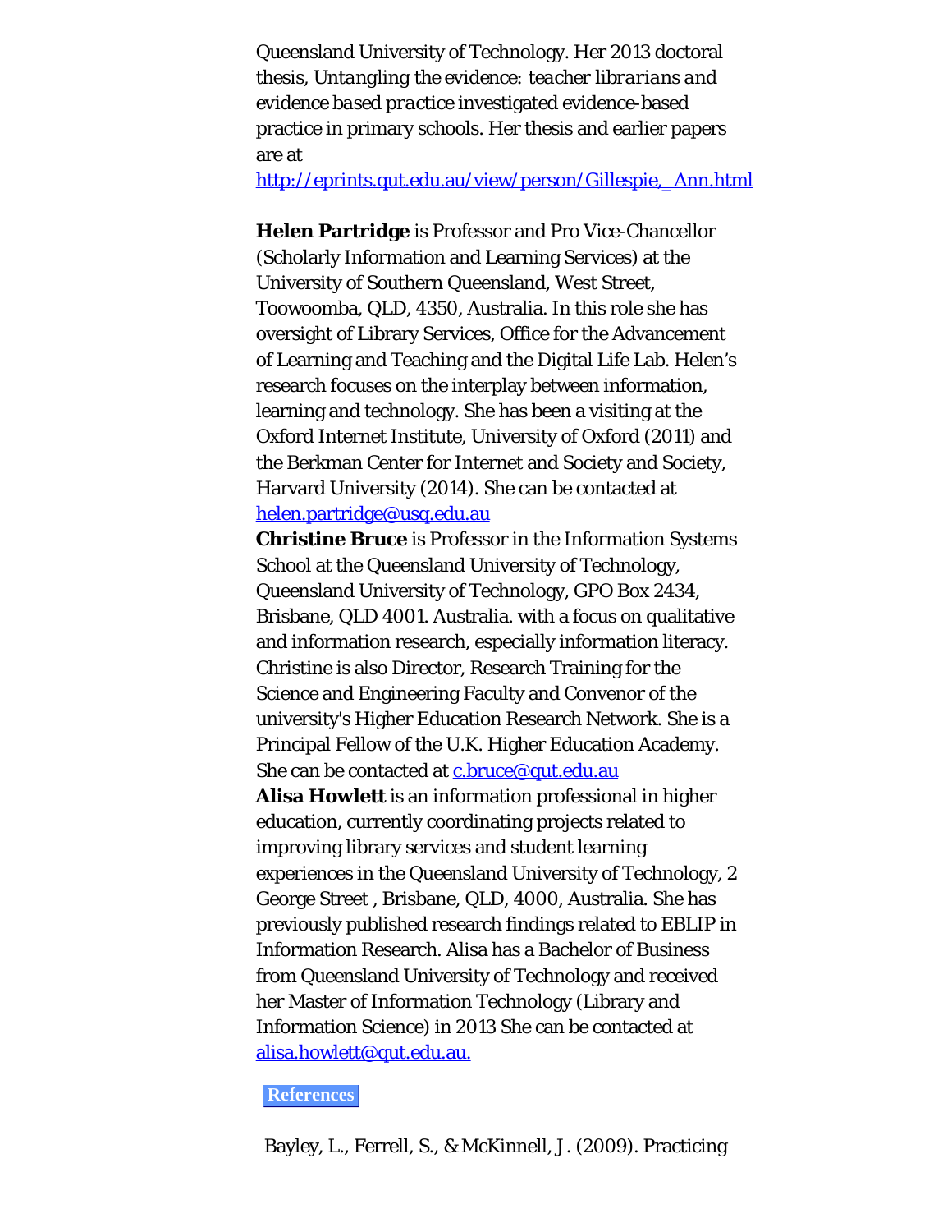Queensland University of Technology. Her 2013 doctoral thesis, *Untangling the evidence: teacher librarians and evidence based practice* investigated evidence-based practice in primary schools. Her thesis and earlier papers are at http://eprints.qut.edu.au/view/person/Gillespie,_Ann.html

**Helen Partridge** is Professor and Pro Vice-Chancellor (Scholarly Information and Learning Services) at the University of Southern Queensland, West Street, Toowoomba, QLD, 4350, Australia. In this role she has oversight of Library Services, Office for the Advancement of Learning and Teaching and the Digital Life Lab. Helen's research focuses on the interplay between information, learning and technology. She has been a visiting at the Oxford Internet Institute, University of Oxford (2011) and the Berkman Center for Internet and Society and Society, Harvard University (2014). She can be contacted at helen.partridge@usq.edu.au

**Christine Bruce** is Professor in the Information Systems School at the Queensland University of Technology, Queensland University of Technology, GPO Box 2434, Brisbane, QLD 4001. Australia. with a focus on qualitative and information research, especially information literacy. Christine is also Director, Research Training for the Science and Engineering Faculty and Convenor of the university's Higher Education Research Network. She is a Principal Fellow of the U.K. Higher Education Academy. She can be contacted at c.bruce@qut.edu.au

**Alisa Howlett** is an information professional in higher education, currently coordinating projects related to improving library services and student learning experiences in the Queensland University of Technology, 2 George Street , Brisbane, QLD, 4000, Australia. She has previously published research findings related to EBLIP in Information Research. Alisa has a Bachelor of Business from Queensland University of Technology and received her Master of Information Technology (Library and Information Science) in 2013 She can be contacted at alisa.howlett@qut.edu.au.

## References

Bayley, L., Ferrell, S., & McKinnell, J. (2009). Practicing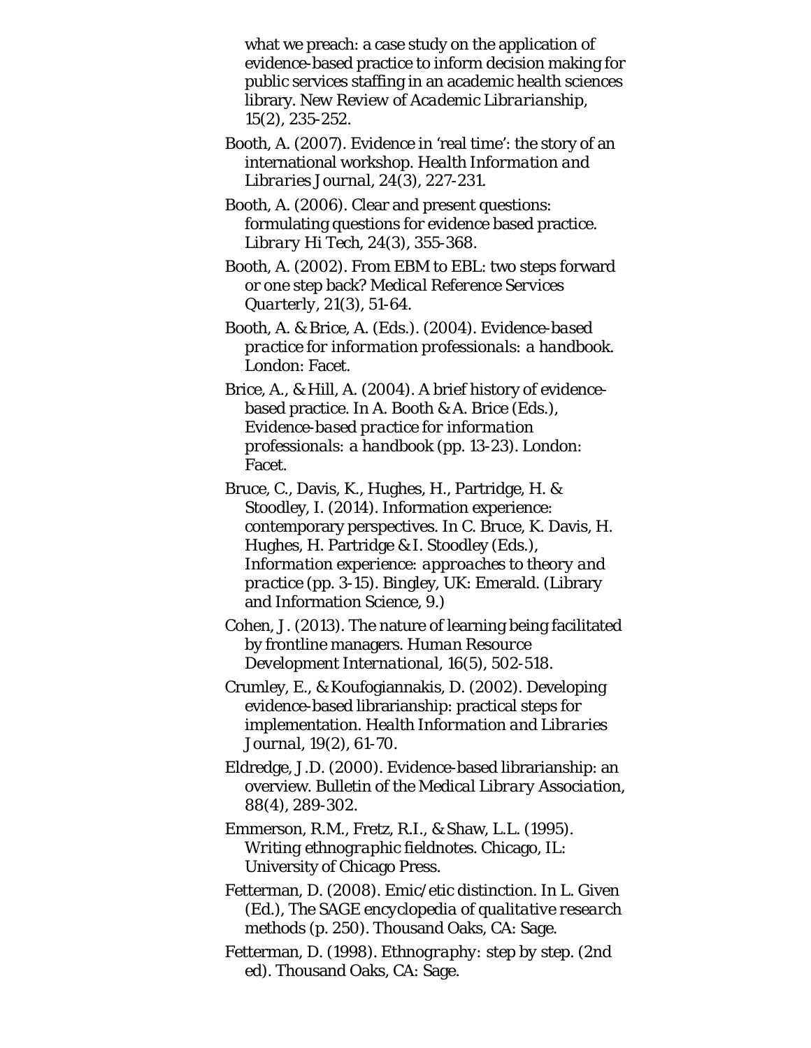what we preach: a case study on the application of evidence-based practice to inform decision making for public services staffing in an academic health sciences library. *New Review of Academic Librarianship, 15*(2), 235-252.

Booth, A. (2007). Evidence in 'real time': the story of an international workshop. *Health Information and Libraries Journal, 24*(3), 227-231.

Booth, A. (2006). Clear and present questions: formulating questions for evidence based practice. *Library Hi Tech, 24*(3), 355-368.

Booth, A. (2002). From EBM to EBL: two steps forward or one step back? *Medical Reference Services Quarterly, 21*(3), 51-64.

Booth, A. & Brice, A. (Eds.). (2004). *Evidence-based practice for information professionals: a handbook.* London: Facet.

Brice, A., & Hill, A. (2004). A brief history of evidence-based practice. In A. Booth & A. Brice (Eds.), *Evidence-based practice for information professionals: a handbook* (pp. 13-23). London: Facet.

Bruce, C., Davis, K., Hughes, H., Partridge, H. & Stoodley, I. (2014). Information experience: contemporary perspectives. In C. Bruce, K. Davis, H. Hughes, H. Partridge & I. Stoodley (Eds.), *Information experience: approaches to theory and practice* (pp. 3-15). Bingley, UK: Emerald. (Library and Information Science, 9.)

Cohen, J. (2013). The nature of learning being facilitated by frontline managers. *Human Resource Development International, 16*(5), 502-518.

Crumley, E., & Koufogiannakis, D. (2002). Developing evidence-based librarianship: practical steps for implementation. *Health Information and Libraries Journal, 19*(2), 61-70.

Eldredge, J.D. (2000). Evidence-based librarianship: an overview. *Bulletin of the Medical Library Association, 88*(4), 289-302.

Emmerson, R.M., Fretz, R.I., & Shaw, L.L. (1995). *Writing ethnographic fieldnotes.* Chicago, IL: University of Chicago Press.

Fetterman, D. (2008). Emic/etic distinction. In L. Given (Ed.), *The SAGE encyclopedia of qualitative research methods* (p. 250). Thousand Oaks, CA: Sage.

Fetterman, D. (1998). *Ethnography: step by step.* (2nd ed). Thousand Oaks, CA: Sage.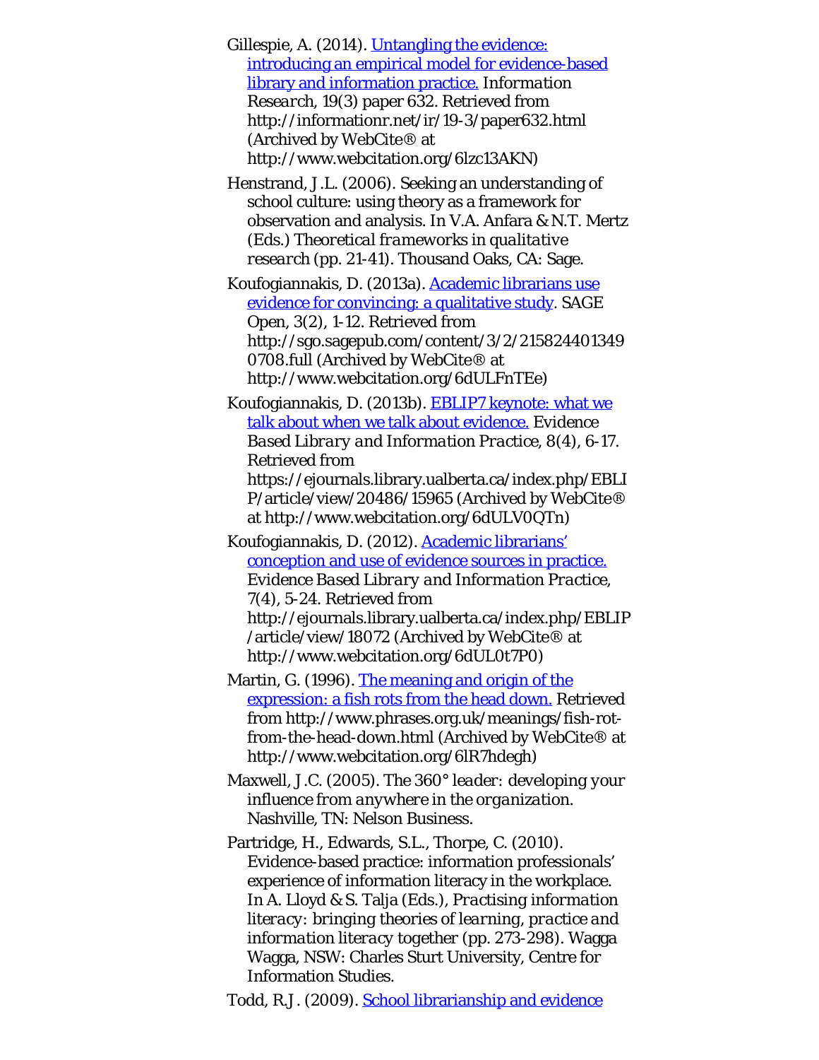Gillespie, A. (2014). Untangling the evidence: introducing an empirical model for evidence-based library and information practice. *Information Research*, 19(3) paper 632. Retrieved from http://informationr.net/ir/19-3/paper632.html (Archived by WebCite® at http://www.webcitation.org/6lzc13AKN)

Henstrand, J.L. (2006). Seeking an understanding of school culture: using theory as a framework for observation and analysis. In V.A. Anfara & N.T. Mertz (Eds.) *Theoretical frameworks in qualitative research* (pp. 21-41). Thousand Oaks, CA: Sage.

Koufogiannakis, D. (2013a). Academic librarians use evidence for convincing: a qualitative study. SAGE Open, 3(2), 1-12. Retrieved from http://sgo.sagepub.com/content/3/2/2158244013490708.full (Archived by WebCite® at http://www.webcitation.org/6dULFnTEe)

Koufogiannakis, D. (2013b). EBLIP7 keynote: what we talk about when we talk about evidence. *Evidence Based Library and Information Practice*, 8(4), 6-17. Retrieved from https://ejournals.library.ualberta.ca/index.php/EBLIP/article/view/20486/15965 (Archived by WebCite® at http://www.webcitation.org/6dULV0QTn)

Koufogiannakis, D. (2012). Academic librarians' conception and use of evidence sources in practice. *Evidence Based Library and Information Practice*, 7(4), 5-24. Retrieved from http://ejournals.library.ualberta.ca/index.php/EBLIP/article/view/18072 (Archived by WebCite® at http://www.webcitation.org/6dUL0t7P0)

Martin, G. (1996). The meaning and origin of the expression: a fish rots from the head down. Retrieved from http://www.phrases.org.uk/meanings/fish-rot-from-the-head-down.html (Archived by WebCite® at http://www.webcitation.org/6lR7hdegh)

Maxwell, J.C. (2005). *The 360° leader: developing your influence from anywhere in the organization*. Nashville, TN: Nelson Business.

Partridge, H., Edwards, S.L., Thorpe, C. (2010). Evidence-based practice: information professionals' experience of information literacy in the workplace. In A. Lloyd & S. Talja (Eds.), *Practising information literacy: bringing theories of learning, practice and information literacy together* (pp. 273-298). Wagga Wagga, NSW: Charles Sturt University, Centre for Information Studies.

Todd, R.J. (2009). School librarianship and evidence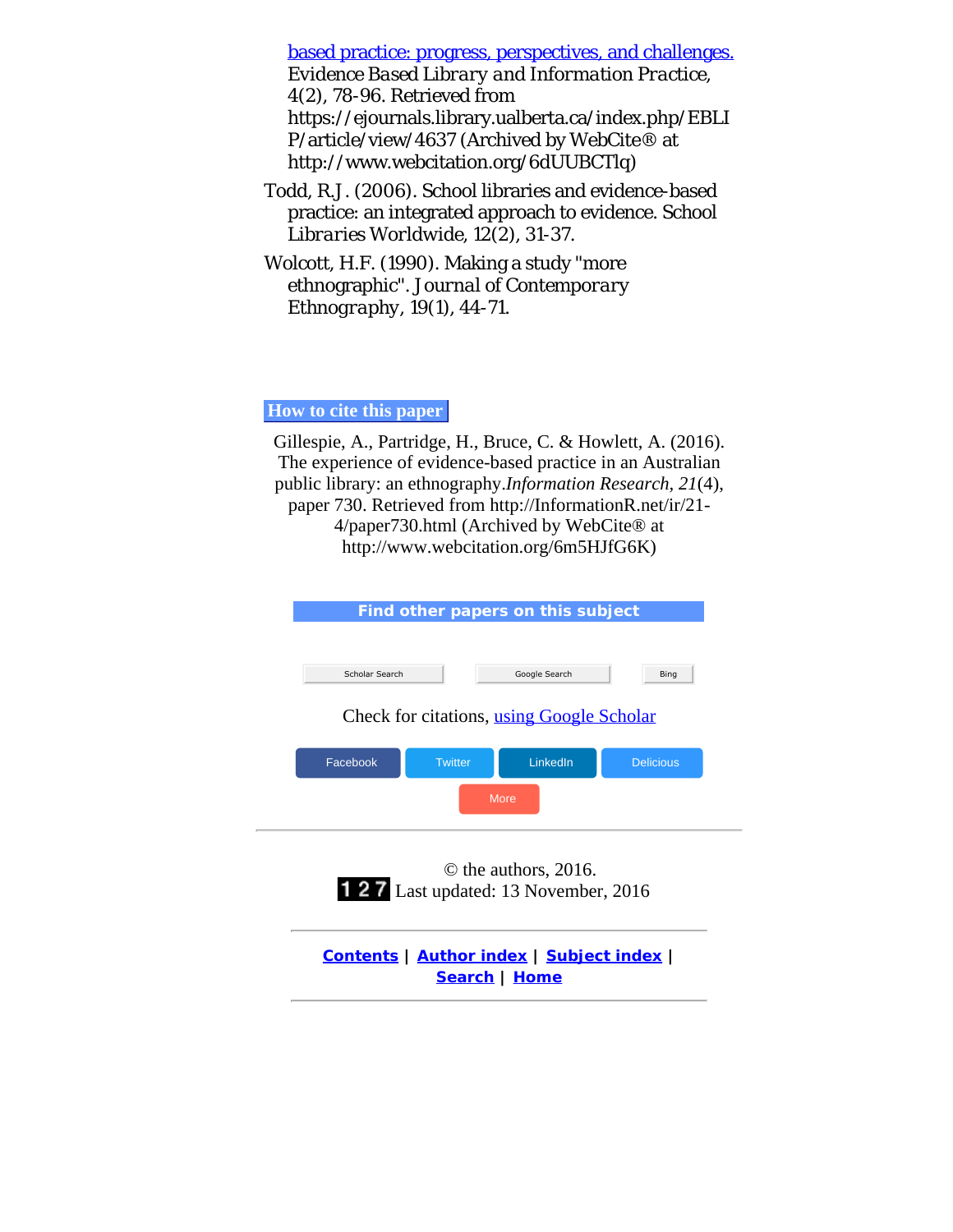based practice: progress, perspectives, and challenges. *Evidence Based Library and Information Practice, 4*(2), 78-96. Retrieved from https://ejournals.library.ualberta.ca/index.php/EBLIP/article/view/4637 (Archived by WebCite® at http://www.webcitation.org/6dUUBCTlq)

Todd, R.J. (2006). School libraries and evidence-based practice: an integrated approach to evidence. *School Libraries Worldwide, 12*(2), 31-37.

Wolcott, H.F. (1990). Making a study "more ethnographic". *Journal of Contemporary Ethnography, 19*(1), 44-71.

## How to cite this paper

Gillespie, A., Partridge, H., Bruce, C. & Howlett, A. (2016). The experience of evidence-based practice in an Australian public library: an ethnography.*Information Research, 21*(4), paper 730. Retrieved from http://InformationR.net/ir/21-4/paper730.html (Archived by WebCite® at http://www.webcitation.org/6m5HJfG6K)

**Find other papers on this subject**

Scholar Search | Google Search | Bing

Check for citations, using Google Scholar

Facebook | Twitter | LinkedIn | Delicious | More

---

© the authors, 2016.
127 Last updated: 13 November, 2016

---

**Contents** | **Author index** | **Subject index** | **Search** | **Home**